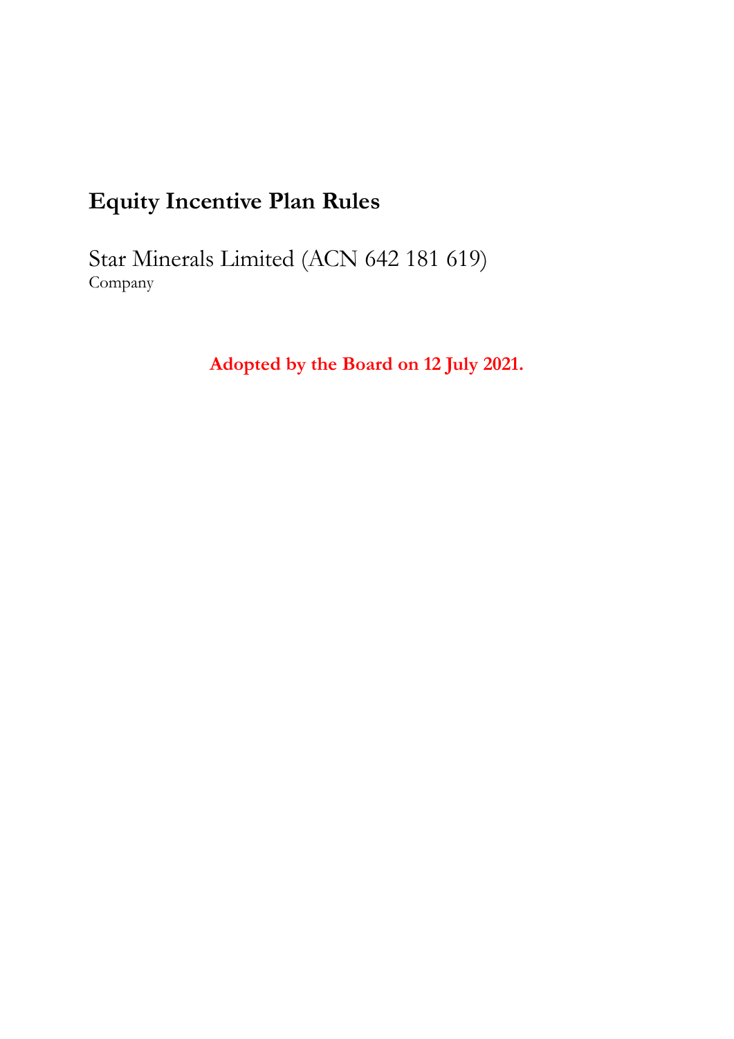# Equity Incentive Plan Rules

Star Minerals Limited (ACN 642 181 619)
Company

**Adopted by the Board on 12 July 2021.**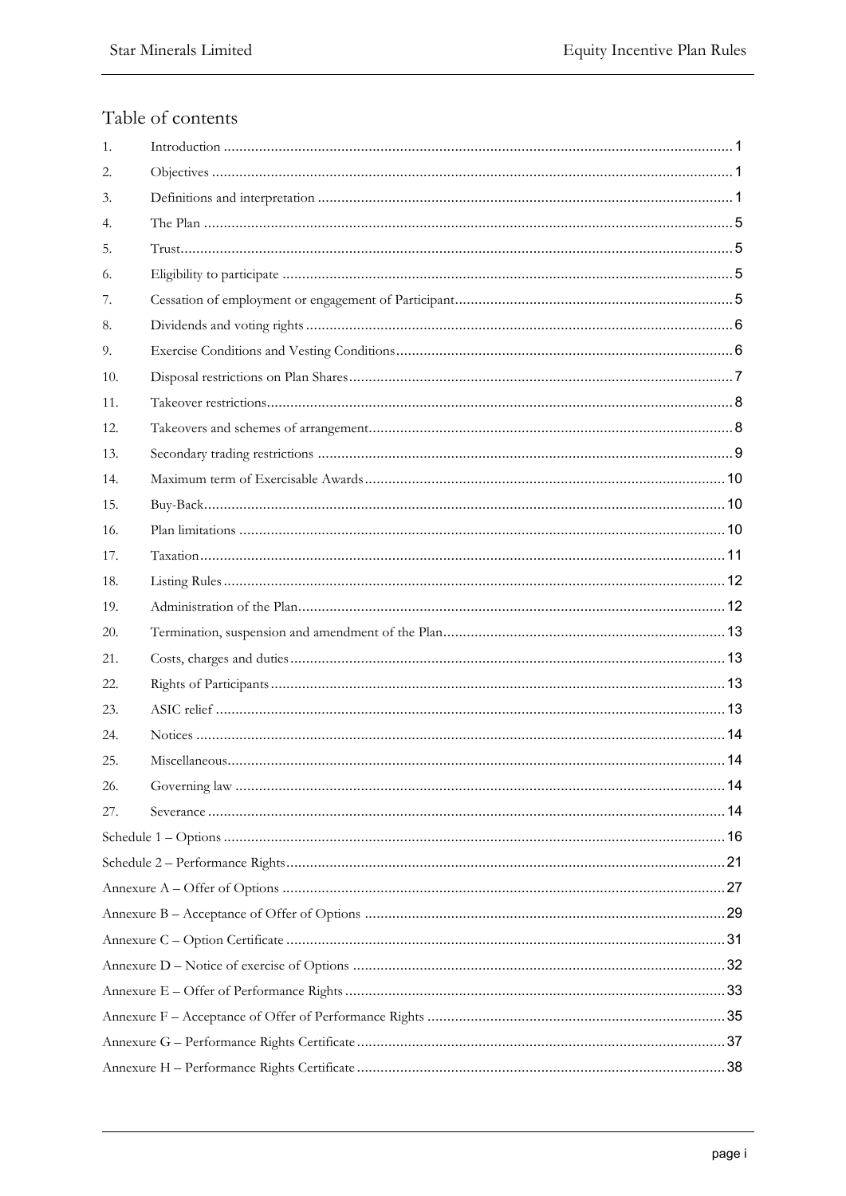## Table of contents

| | | |
|---|---|---|
| 1. | Introduction | 1 |
| 2. | Objectives | 1 |
| 3. | Definitions and interpretation | 1 |
| 4. | The Plan | 5 |
| 5. | Trust | 5 |
| 6. | Eligibility to participate | 5 |
| 7. | Cessation of employment or engagement of Participant | 5 |
| 8. | Dividends and voting rights | 6 |
| 9. | Exercise Conditions and Vesting Conditions | 6 |
| 10. | Disposal restrictions on Plan Shares | 7 |
| 11. | Takeover restrictions | 8 |
| 12. | Takeovers and schemes of arrangement | 8 |
| 13. | Secondary trading restrictions | 9 |
| 14. | Maximum term of Exercisable Awards | 10 |
| 15. | Buy-Back | 10 |
| 16. | Plan limitations | 10 |
| 17. | Taxation | 11 |
| 18. | Listing Rules | 12 |
| 19. | Administration of the Plan | 12 |
| 20. | Termination, suspension and amendment of the Plan | 13 |
| 21. | Costs, charges and duties | 13 |
| 22. | Rights of Participants | 13 |
| 23. | ASIC relief | 13 |
| 24. | Notices | 14 |
| 25. | Miscellaneous | 14 |
| 26. | Governing law | 14 |
| 27. | Severance | 14 |
| Schedule 1 – Options | | 16 |
| Schedule 2 – Performance Rights | | 21 |
| Annexure A – Offer of Options | | 27 |
| Annexure B – Acceptance of Offer of Options | | 29 |
| Annexure C – Option Certificate | | 31 |
| Annexure D – Notice of exercise of Options | | 32 |
| Annexure E – Offer of Performance Rights | | 33 |
| Annexure F – Acceptance of Offer of Performance Rights | | 35 |
| Annexure G – Performance Rights Certificate | | 37 |
| Annexure H – Performance Rights Certificate | | 38 |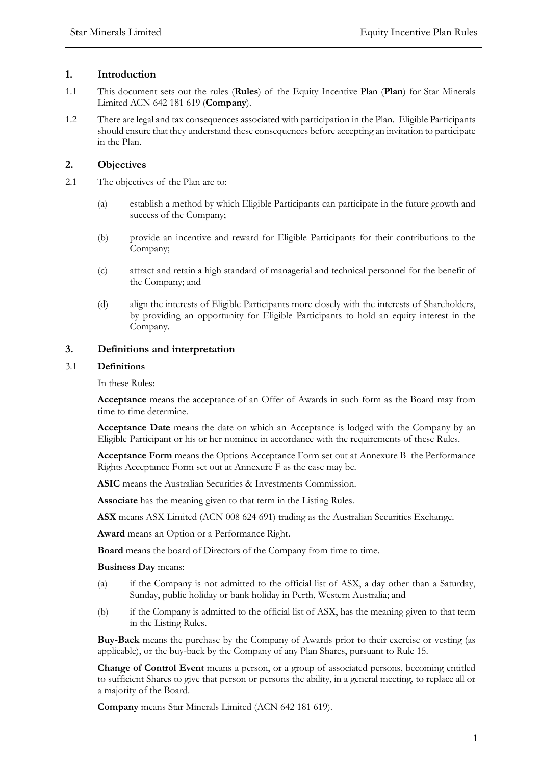## 1. Introduction

1.1 This document sets out the rules (**Rules**) of the Equity Incentive Plan (**Plan**) for Star Minerals Limited ACN 642 181 619 (**Company**).

1.2 There are legal and tax consequences associated with participation in the Plan. Eligible Participants should ensure that they understand these consequences before accepting an invitation to participate in the Plan.

## 2. Objectives

2.1 The objectives of the Plan are to:

(a) establish a method by which Eligible Participants can participate in the future growth and success of the Company;

(b) provide an incentive and reward for Eligible Participants for their contributions to the Company;

(c) attract and retain a high standard of managerial and technical personnel for the benefit of the Company; and

(d) align the interests of Eligible Participants more closely with the interests of Shareholders, by providing an opportunity for Eligible Participants to hold an equity interest in the Company.

## 3. Definitions and interpretation

### 3.1 Definitions

In these Rules:

**Acceptance** means the acceptance of an Offer of Awards in such form as the Board may from time to time determine.

**Acceptance Date** means the date on which an Acceptance is lodged with the Company by an Eligible Participant or his or her nominee in accordance with the requirements of these Rules.

**Acceptance Form** means the Options Acceptance Form set out at Annexure B the Performance Rights Acceptance Form set out at Annexure F as the case may be.

**ASIC** means the Australian Securities & Investments Commission.

**Associate** has the meaning given to that term in the Listing Rules.

**ASX** means ASX Limited (ACN 008 624 691) trading as the Australian Securities Exchange.

**Award** means an Option or a Performance Right.

**Board** means the board of Directors of the Company from time to time.

**Business Day** means:

(a) if the Company is not admitted to the official list of ASX, a day other than a Saturday, Sunday, public holiday or bank holiday in Perth, Western Australia; and

(b) if the Company is admitted to the official list of ASX, has the meaning given to that term in the Listing Rules.

**Buy-Back** means the purchase by the Company of Awards prior to their exercise or vesting (as applicable), or the buy-back by the Company of any Plan Shares, pursuant to Rule 15.

**Change of Control Event** means a person, or a group of associated persons, becoming entitled to sufficient Shares to give that person or persons the ability, in a general meeting, to replace all or a majority of the Board.

**Company** means Star Minerals Limited (ACN 642 181 619).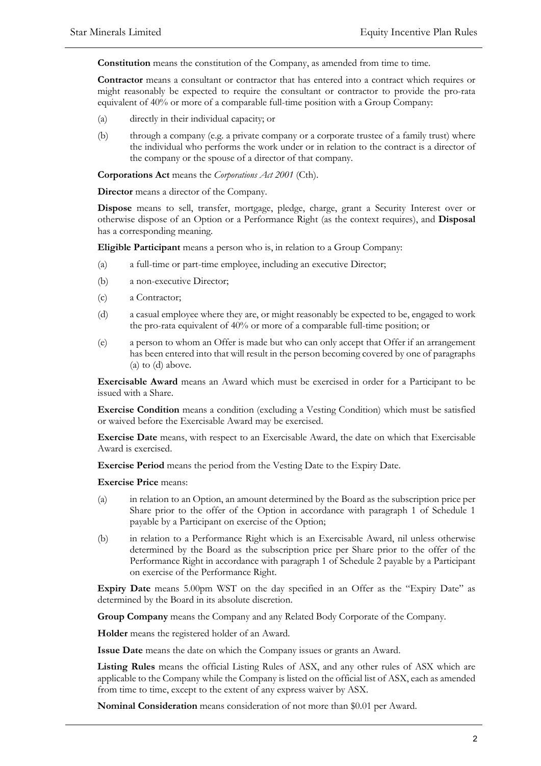**Constitution** means the constitution of the Company, as amended from time to time.

**Contractor** means a consultant or contractor that has entered into a contract which requires or might reasonably be expected to require the consultant or contractor to provide the pro-rata equivalent of 40% or more of a comparable full-time position with a Group Company:

(a) directly in their individual capacity; or

(b) through a company (e.g. a private company or a corporate trustee of a family trust) where the individual who performs the work under or in relation to the contract is a director of the company or the spouse of a director of that company.

**Corporations Act** means the *Corporations Act 2001* (Cth).

**Director** means a director of the Company.

**Dispose** means to sell, transfer, mortgage, pledge, charge, grant a Security Interest over or otherwise dispose of an Option or a Performance Right (as the context requires), and **Disposal** has a corresponding meaning.

**Eligible Participant** means a person who is, in relation to a Group Company:

(a) a full-time or part-time employee, including an executive Director;

(b) a non-executive Director;

(c) a Contractor;

(d) a casual employee where they are, or might reasonably be expected to be, engaged to work the pro-rata equivalent of 40% or more of a comparable full-time position; or

(e) a person to whom an Offer is made but who can only accept that Offer if an arrangement has been entered into that will result in the person becoming covered by one of paragraphs (a) to (d) above.

**Exercisable Award** means an Award which must be exercised in order for a Participant to be issued with a Share.

**Exercise Condition** means a condition (excluding a Vesting Condition) which must be satisfied or waived before the Exercisable Award may be exercised.

**Exercise Date** means, with respect to an Exercisable Award, the date on which that Exercisable Award is exercised.

**Exercise Period** means the period from the Vesting Date to the Expiry Date.

**Exercise Price** means:

(a) in relation to an Option, an amount determined by the Board as the subscription price per Share prior to the offer of the Option in accordance with paragraph 1 of Schedule 1 payable by a Participant on exercise of the Option;

(b) in relation to a Performance Right which is an Exercisable Award, nil unless otherwise determined by the Board as the subscription price per Share prior to the offer of the Performance Right in accordance with paragraph 1 of Schedule 2 payable by a Participant on exercise of the Performance Right.

**Expiry Date** means 5.00pm WST on the day specified in an Offer as the "Expiry Date" as determined by the Board in its absolute discretion.

**Group Company** means the Company and any Related Body Corporate of the Company.

**Holder** means the registered holder of an Award.

**Issue Date** means the date on which the Company issues or grants an Award.

**Listing Rules** means the official Listing Rules of ASX, and any other rules of ASX which are applicable to the Company while the Company is listed on the official list of ASX, each as amended from time to time, except to the extent of any express waiver by ASX.

**Nominal Consideration** means consideration of not more than $0.01 per Award.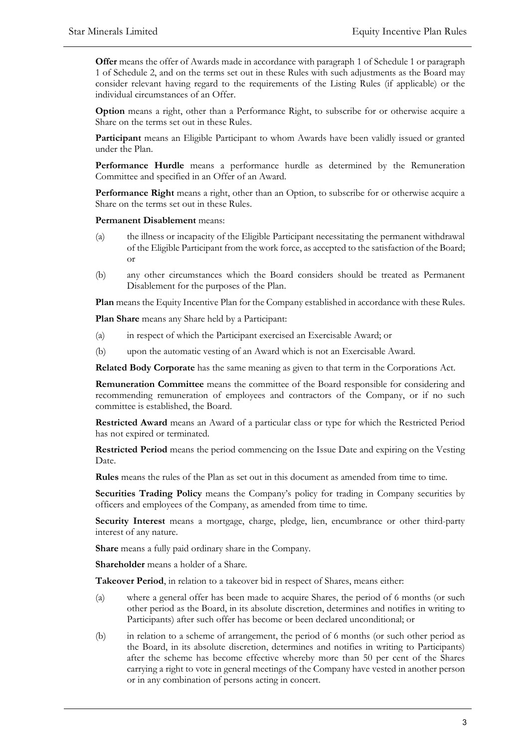**Offer** means the offer of Awards made in accordance with paragraph 1 of Schedule 1 or paragraph 1 of Schedule 2, and on the terms set out in these Rules with such adjustments as the Board may consider relevant having regard to the requirements of the Listing Rules (if applicable) or the individual circumstances of an Offer.

**Option** means a right, other than a Performance Right, to subscribe for or otherwise acquire a Share on the terms set out in these Rules.

**Participant** means an Eligible Participant to whom Awards have been validly issued or granted under the Plan.

**Performance Hurdle** means a performance hurdle as determined by the Remuneration Committee and specified in an Offer of an Award.

**Performance Right** means a right, other than an Option, to subscribe for or otherwise acquire a Share on the terms set out in these Rules.

**Permanent Disablement** means:

(a) the illness or incapacity of the Eligible Participant necessitating the permanent withdrawal of the Eligible Participant from the work force, as accepted to the satisfaction of the Board; or

(b) any other circumstances which the Board considers should be treated as Permanent Disablement for the purposes of the Plan.

**Plan** means the Equity Incentive Plan for the Company established in accordance with these Rules.

**Plan Share** means any Share held by a Participant:

(a) in respect of which the Participant exercised an Exercisable Award; or

(b) upon the automatic vesting of an Award which is not an Exercisable Award.

**Related Body Corporate** has the same meaning as given to that term in the Corporations Act.

**Remuneration Committee** means the committee of the Board responsible for considering and recommending remuneration of employees and contractors of the Company, or if no such committee is established, the Board.

**Restricted Award** means an Award of a particular class or type for which the Restricted Period has not expired or terminated.

**Restricted Period** means the period commencing on the Issue Date and expiring on the Vesting Date.

**Rules** means the rules of the Plan as set out in this document as amended from time to time.

**Securities Trading Policy** means the Company's policy for trading in Company securities by officers and employees of the Company, as amended from time to time.

**Security Interest** means a mortgage, charge, pledge, lien, encumbrance or other third-party interest of any nature.

**Share** means a fully paid ordinary share in the Company.

**Shareholder** means a holder of a Share.

**Takeover Period**, in relation to a takeover bid in respect of Shares, means either:

(a) where a general offer has been made to acquire Shares, the period of 6 months (or such other period as the Board, in its absolute discretion, determines and notifies in writing to Participants) after such offer has become or been declared unconditional; or

(b) in relation to a scheme of arrangement, the period of 6 months (or such other period as the Board, in its absolute discretion, determines and notifies in writing to Participants) after the scheme has become effective whereby more than 50 per cent of the Shares carrying a right to vote in general meetings of the Company have vested in another person or in any combination of persons acting in concert.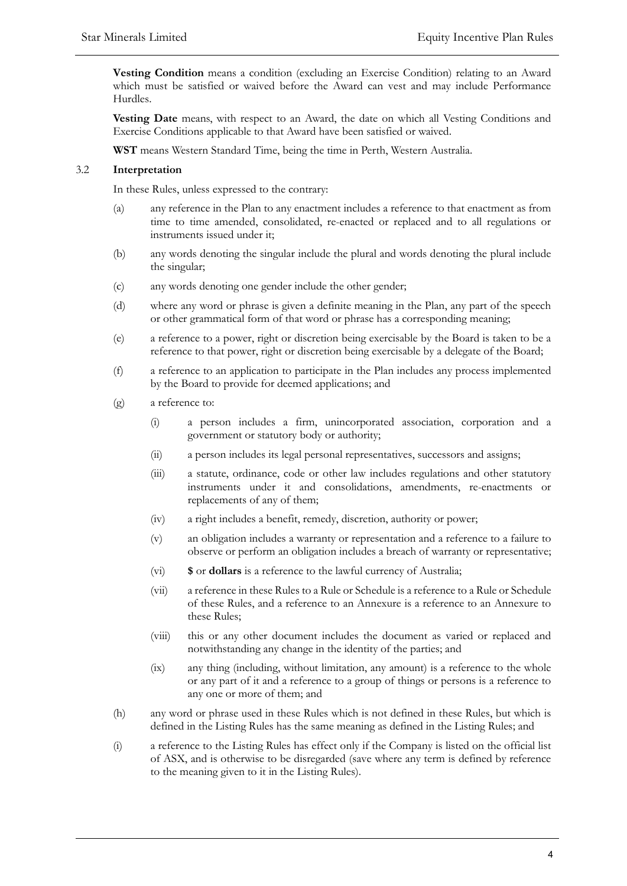**Vesting Condition** means a condition (excluding an Exercise Condition) relating to an Award which must be satisfied or waived before the Award can vest and may include Performance Hurdles.

**Vesting Date** means, with respect to an Award, the date on which all Vesting Conditions and Exercise Conditions applicable to that Award have been satisfied or waived.

**WST** means Western Standard Time, being the time in Perth, Western Australia.

### 3.2 Interpretation

In these Rules, unless expressed to the contrary:

(a) any reference in the Plan to any enactment includes a reference to that enactment as from time to time amended, consolidated, re-enacted or replaced and to all regulations or instruments issued under it;

(b) any words denoting the singular include the plural and words denoting the plural include the singular;

(c) any words denoting one gender include the other gender;

(d) where any word or phrase is given a definite meaning in the Plan, any part of the speech or other grammatical form of that word or phrase has a corresponding meaning;

(e) a reference to a power, right or discretion being exercisable by the Board is taken to be a reference to that power, right or discretion being exercisable by a delegate of the Board;

(f) a reference to an application to participate in the Plan includes any process implemented by the Board to provide for deemed applications; and

(g) a reference to:

   (i) a person includes a firm, unincorporated association, corporation and a government or statutory body or authority;

   (ii) a person includes its legal personal representatives, successors and assigns;

   (iii) a statute, ordinance, code or other law includes regulations and other statutory instruments under it and consolidations, amendments, re-enactments or replacements of any of them;

   (iv) a right includes a benefit, remedy, discretion, authority or power;

   (v) an obligation includes a warranty or representation and a reference to a failure to observe or perform an obligation includes a breach of warranty or representative;

   (vi) **$** or **dollars** is a reference to the lawful currency of Australia;

   (vii) a reference in these Rules to a Rule or Schedule is a reference to a Rule or Schedule of these Rules, and a reference to an Annexure is a reference to an Annexure to these Rules;

   (viii) this or any other document includes the document as varied or replaced and notwithstanding any change in the identity of the parties; and

   (ix) any thing (including, without limitation, any amount) is a reference to the whole or any part of it and a reference to a group of things or persons is a reference to any one or more of them; and

(h) any word or phrase used in these Rules which is not defined in these Rules, but which is defined in the Listing Rules has the same meaning as defined in the Listing Rules; and

(i) a reference to the Listing Rules has effect only if the Company is listed on the official list of ASX, and is otherwise to be disregarded (save where any term is defined by reference to the meaning given to it in the Listing Rules).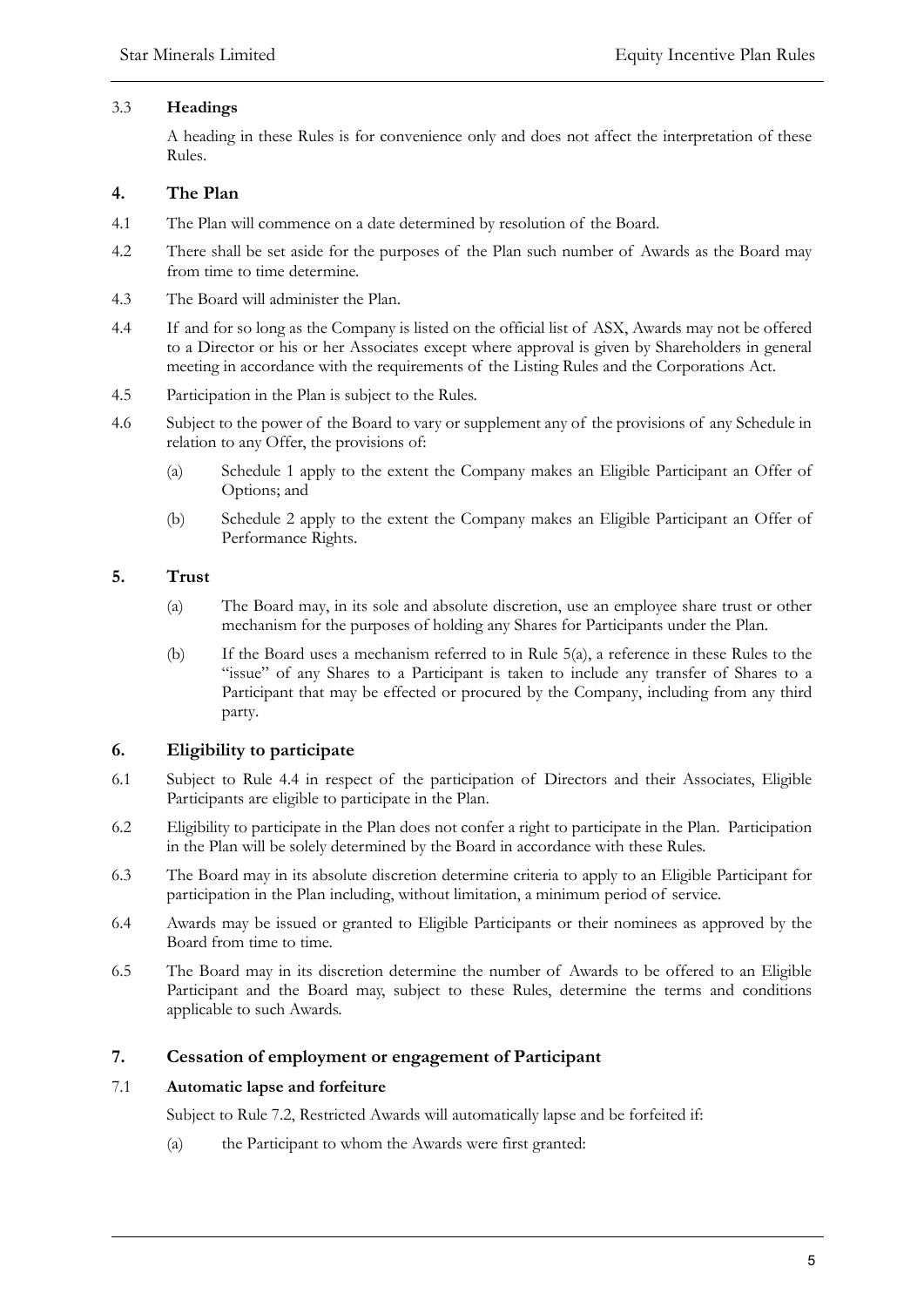### 3.3 **Headings**

A heading in these Rules is for convenience only and does not affect the interpretation of these Rules.

## 4. The Plan

4.1 The Plan will commence on a date determined by resolution of the Board.

4.2 There shall be set aside for the purposes of the Plan such number of Awards as the Board may from time to time determine.

4.3 The Board will administer the Plan.

4.4 If and for so long as the Company is listed on the official list of ASX, Awards may not be offered to a Director or his or her Associates except where approval is given by Shareholders in general meeting in accordance with the requirements of the Listing Rules and the Corporations Act.

4.5 Participation in the Plan is subject to the Rules.

4.6 Subject to the power of the Board to vary or supplement any of the provisions of any Schedule in relation to any Offer, the provisions of:

(a) Schedule 1 apply to the extent the Company makes an Eligible Participant an Offer of Options; and

(b) Schedule 2 apply to the extent the Company makes an Eligible Participant an Offer of Performance Rights.

## 5. Trust

(a) The Board may, in its sole and absolute discretion, use an employee share trust or other mechanism for the purposes of holding any Shares for Participants under the Plan.

(b) If the Board uses a mechanism referred to in Rule 5(a), a reference in these Rules to the "issue" of any Shares to a Participant is taken to include any transfer of Shares to a Participant that may be effected or procured by the Company, including from any third party.

## 6. Eligibility to participate

6.1 Subject to Rule 4.4 in respect of the participation of Directors and their Associates, Eligible Participants are eligible to participate in the Plan.

6.2 Eligibility to participate in the Plan does not confer a right to participate in the Plan. Participation in the Plan will be solely determined by the Board in accordance with these Rules.

6.3 The Board may in its absolute discretion determine criteria to apply to an Eligible Participant for participation in the Plan including, without limitation, a minimum period of service.

6.4 Awards may be issued or granted to Eligible Participants or their nominees as approved by the Board from time to time.

6.5 The Board may in its discretion determine the number of Awards to be offered to an Eligible Participant and the Board may, subject to these Rules, determine the terms and conditions applicable to such Awards.

## 7. Cessation of employment or engagement of Participant

### 7.1 **Automatic lapse and forfeiture**

Subject to Rule 7.2, Restricted Awards will automatically lapse and be forfeited if:

(a) the Participant to whom the Awards were first granted: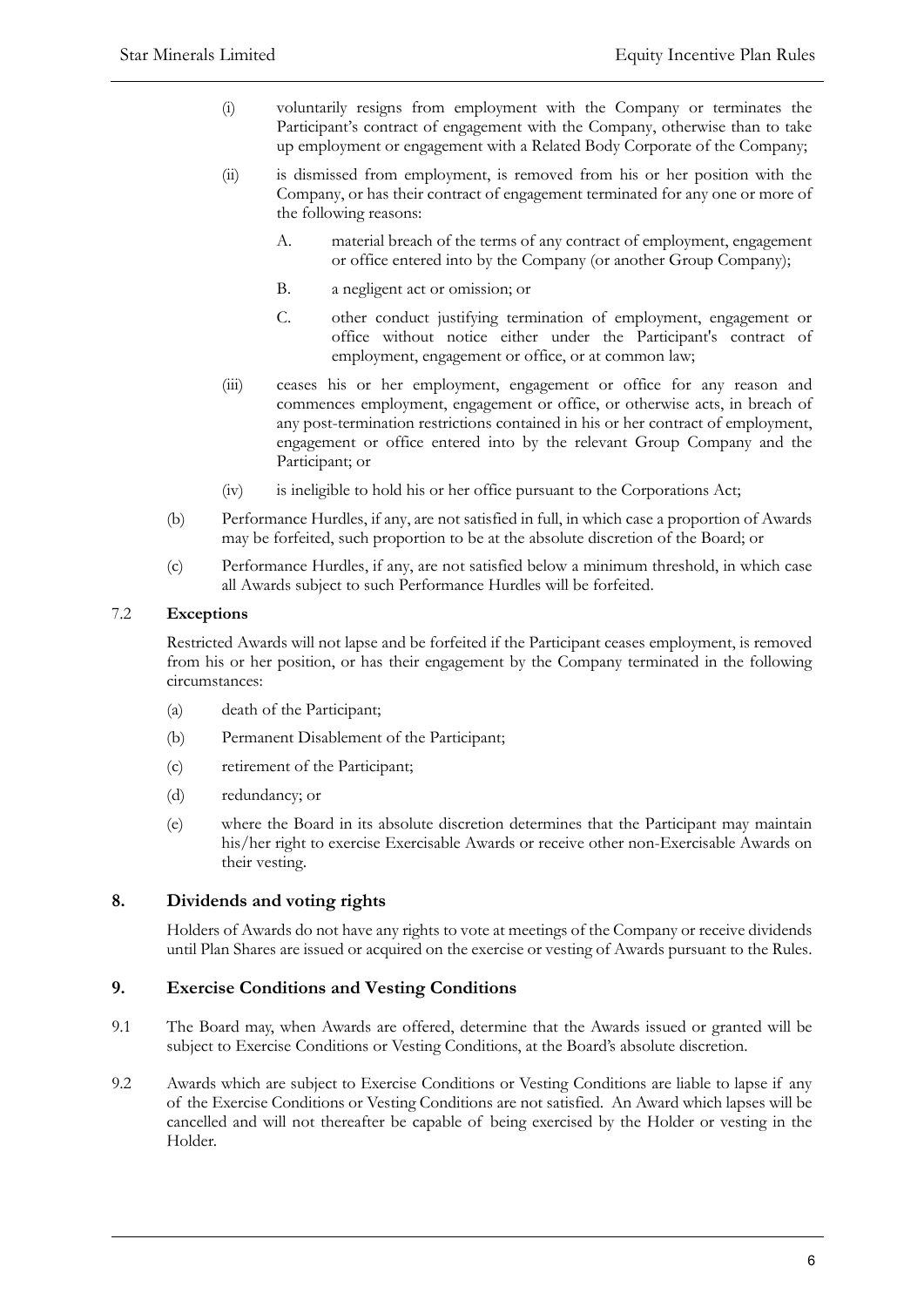(i) voluntarily resigns from employment with the Company or terminates the Participant's contract of engagement with the Company, otherwise than to take up employment or engagement with a Related Body Corporate of the Company;

(ii) is dismissed from employment, is removed from his or her position with the Company, or has their contract of engagement terminated for any one or more of the following reasons:

A. material breach of the terms of any contract of employment, engagement or office entered into by the Company (or another Group Company);

B. a negligent act or omission; or

C. other conduct justifying termination of employment, engagement or office without notice either under the Participant's contract of employment, engagement or office, or at common law;

(iii) ceases his or her employment, engagement or office for any reason and commences employment, engagement or office, or otherwise acts, in breach of any post-termination restrictions contained in his or her contract of employment, engagement or office entered into by the relevant Group Company and the Participant; or

(iv) is ineligible to hold his or her office pursuant to the Corporations Act;

(b) Performance Hurdles, if any, are not satisfied in full, in which case a proportion of Awards may be forfeited, such proportion to be at the absolute discretion of the Board; or

(c) Performance Hurdles, if any, are not satisfied below a minimum threshold, in which case all Awards subject to such Performance Hurdles will be forfeited.

### 7.2 Exceptions

Restricted Awards will not lapse and be forfeited if the Participant ceases employment, is removed from his or her position, or has their engagement by the Company terminated in the following circumstances:

(a) death of the Participant;

(b) Permanent Disablement of the Participant;

(c) retirement of the Participant;

(d) redundancy; or

(e) where the Board in its absolute discretion determines that the Participant may maintain his/her right to exercise Exercisable Awards or receive other non-Exercisable Awards on their vesting.

## 8. Dividends and voting rights

Holders of Awards do not have any rights to vote at meetings of the Company or receive dividends until Plan Shares are issued or acquired on the exercise or vesting of Awards pursuant to the Rules.

## 9. Exercise Conditions and Vesting Conditions

9.1 The Board may, when Awards are offered, determine that the Awards issued or granted will be subject to Exercise Conditions or Vesting Conditions, at the Board's absolute discretion.

9.2 Awards which are subject to Exercise Conditions or Vesting Conditions are liable to lapse if any of the Exercise Conditions or Vesting Conditions are not satisfied. An Award which lapses will be cancelled and will not thereafter be capable of being exercised by the Holder or vesting in the Holder.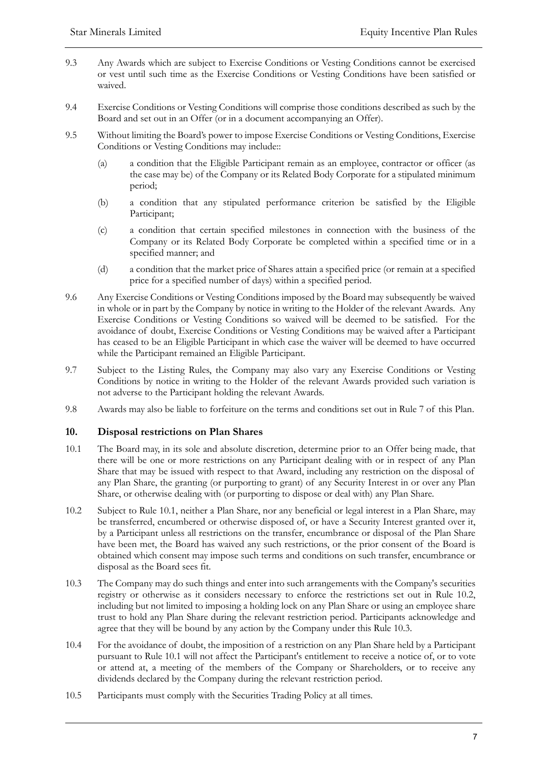9.3 Any Awards which are subject to Exercise Conditions or Vesting Conditions cannot be exercised or vest until such time as the Exercise Conditions or Vesting Conditions have been satisfied or waived.

9.4 Exercise Conditions or Vesting Conditions will comprise those conditions described as such by the Board and set out in an Offer (or in a document accompanying an Offer).

9.5 Without limiting the Board's power to impose Exercise Conditions or Vesting Conditions, Exercise Conditions or Vesting Conditions may include::

(a) a condition that the Eligible Participant remain as an employee, contractor or officer (as the case may be) of the Company or its Related Body Corporate for a stipulated minimum period;

(b) a condition that any stipulated performance criterion be satisfied by the Eligible Participant;

(c) a condition that certain specified milestones in connection with the business of the Company or its Related Body Corporate be completed within a specified time or in a specified manner; and

(d) a condition that the market price of Shares attain a specified price (or remain at a specified price for a specified number of days) within a specified period.

9.6 Any Exercise Conditions or Vesting Conditions imposed by the Board may subsequently be waived in whole or in part by the Company by notice in writing to the Holder of the relevant Awards. Any Exercise Conditions or Vesting Conditions so waived will be deemed to be satisfied. For the avoidance of doubt, Exercise Conditions or Vesting Conditions may be waived after a Participant has ceased to be an Eligible Participant in which case the waiver will be deemed to have occurred while the Participant remained an Eligible Participant.

9.7 Subject to the Listing Rules, the Company may also vary any Exercise Conditions or Vesting Conditions by notice in writing to the Holder of the relevant Awards provided such variation is not adverse to the Participant holding the relevant Awards.

9.8 Awards may also be liable to forfeiture on the terms and conditions set out in Rule 7 of this Plan.

## 10. Disposal restrictions on Plan Shares

10.1 The Board may, in its sole and absolute discretion, determine prior to an Offer being made, that there will be one or more restrictions on any Participant dealing with or in respect of any Plan Share that may be issued with respect to that Award, including any restriction on the disposal of any Plan Share, the granting (or purporting to grant) of any Security Interest in or over any Plan Share, or otherwise dealing with (or purporting to dispose or deal with) any Plan Share.

10.2 Subject to Rule 10.1, neither a Plan Share, nor any beneficial or legal interest in a Plan Share, may be transferred, encumbered or otherwise disposed of, or have a Security Interest granted over it, by a Participant unless all restrictions on the transfer, encumbrance or disposal of the Plan Share have been met, the Board has waived any such restrictions, or the prior consent of the Board is obtained which consent may impose such terms and conditions on such transfer, encumbrance or disposal as the Board sees fit.

10.3 The Company may do such things and enter into such arrangements with the Company's securities registry or otherwise as it considers necessary to enforce the restrictions set out in Rule 10.2, including but not limited to imposing a holding lock on any Plan Share or using an employee share trust to hold any Plan Share during the relevant restriction period. Participants acknowledge and agree that they will be bound by any action by the Company under this Rule 10.3.

10.4 For the avoidance of doubt, the imposition of a restriction on any Plan Share held by a Participant pursuant to Rule 10.1 will not affect the Participant's entitlement to receive a notice of, or to vote or attend at, a meeting of the members of the Company or Shareholders, or to receive any dividends declared by the Company during the relevant restriction period.

10.5 Participants must comply with the Securities Trading Policy at all times.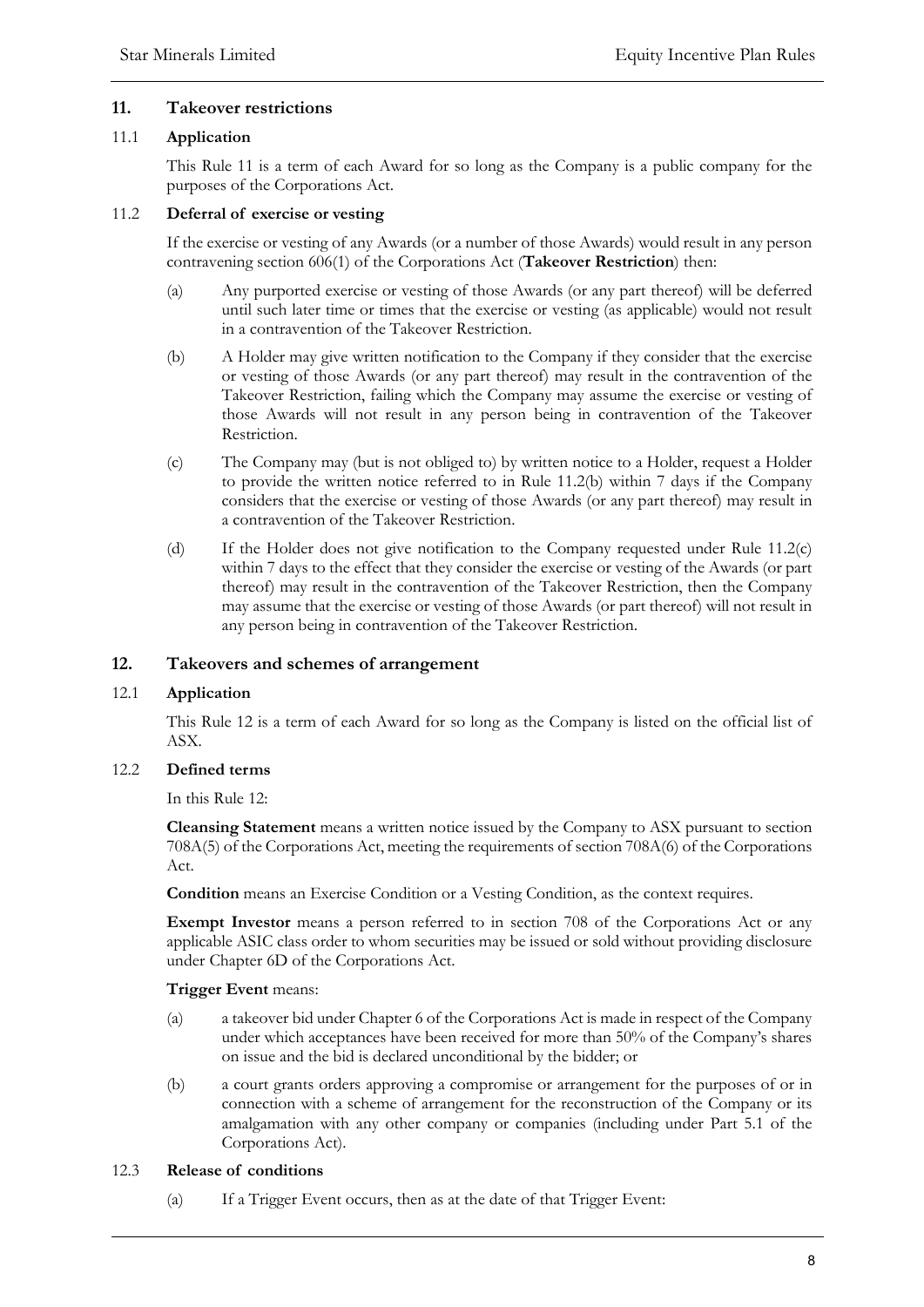## 11. Takeover restrictions

### 11.1 Application

This Rule 11 is a term of each Award for so long as the Company is a public company for the purposes of the Corporations Act.

### 11.2 Deferral of exercise or vesting

If the exercise or vesting of any Awards (or a number of those Awards) would result in any person contravening section 606(1) of the Corporations Act (**Takeover Restriction**) then:

(a) Any purported exercise or vesting of those Awards (or any part thereof) will be deferred until such later time or times that the exercise or vesting (as applicable) would not result in a contravention of the Takeover Restriction.

(b) A Holder may give written notification to the Company if they consider that the exercise or vesting of those Awards (or any part thereof) may result in the contravention of the Takeover Restriction, failing which the Company may assume the exercise or vesting of those Awards will not result in any person being in contravention of the Takeover Restriction.

(c) The Company may (but is not obliged to) by written notice to a Holder, request a Holder to provide the written notice referred to in Rule 11.2(b) within 7 days if the Company considers that the exercise or vesting of those Awards (or any part thereof) may result in a contravention of the Takeover Restriction.

(d) If the Holder does not give notification to the Company requested under Rule 11.2(c) within 7 days to the effect that they consider the exercise or vesting of the Awards (or part thereof) may result in the contravention of the Takeover Restriction, then the Company may assume that the exercise or vesting of those Awards (or part thereof) will not result in any person being in contravention of the Takeover Restriction.

## 12. Takeovers and schemes of arrangement

### 12.1 Application

This Rule 12 is a term of each Award for so long as the Company is listed on the official list of ASX.

### 12.2 Defined terms

In this Rule 12:

**Cleansing Statement** means a written notice issued by the Company to ASX pursuant to section 708A(5) of the Corporations Act, meeting the requirements of section 708A(6) of the Corporations Act.

**Condition** means an Exercise Condition or a Vesting Condition, as the context requires.

**Exempt Investor** means a person referred to in section 708 of the Corporations Act or any applicable ASIC class order to whom securities may be issued or sold without providing disclosure under Chapter 6D of the Corporations Act.

**Trigger Event** means:

(a) a takeover bid under Chapter 6 of the Corporations Act is made in respect of the Company under which acceptances have been received for more than 50% of the Company's shares on issue and the bid is declared unconditional by the bidder; or

(b) a court grants orders approving a compromise or arrangement for the purposes of or in connection with a scheme of arrangement for the reconstruction of the Company or its amalgamation with any other company or companies (including under Part 5.1 of the Corporations Act).

### 12.3 Release of conditions

(a) If a Trigger Event occurs, then as at the date of that Trigger Event: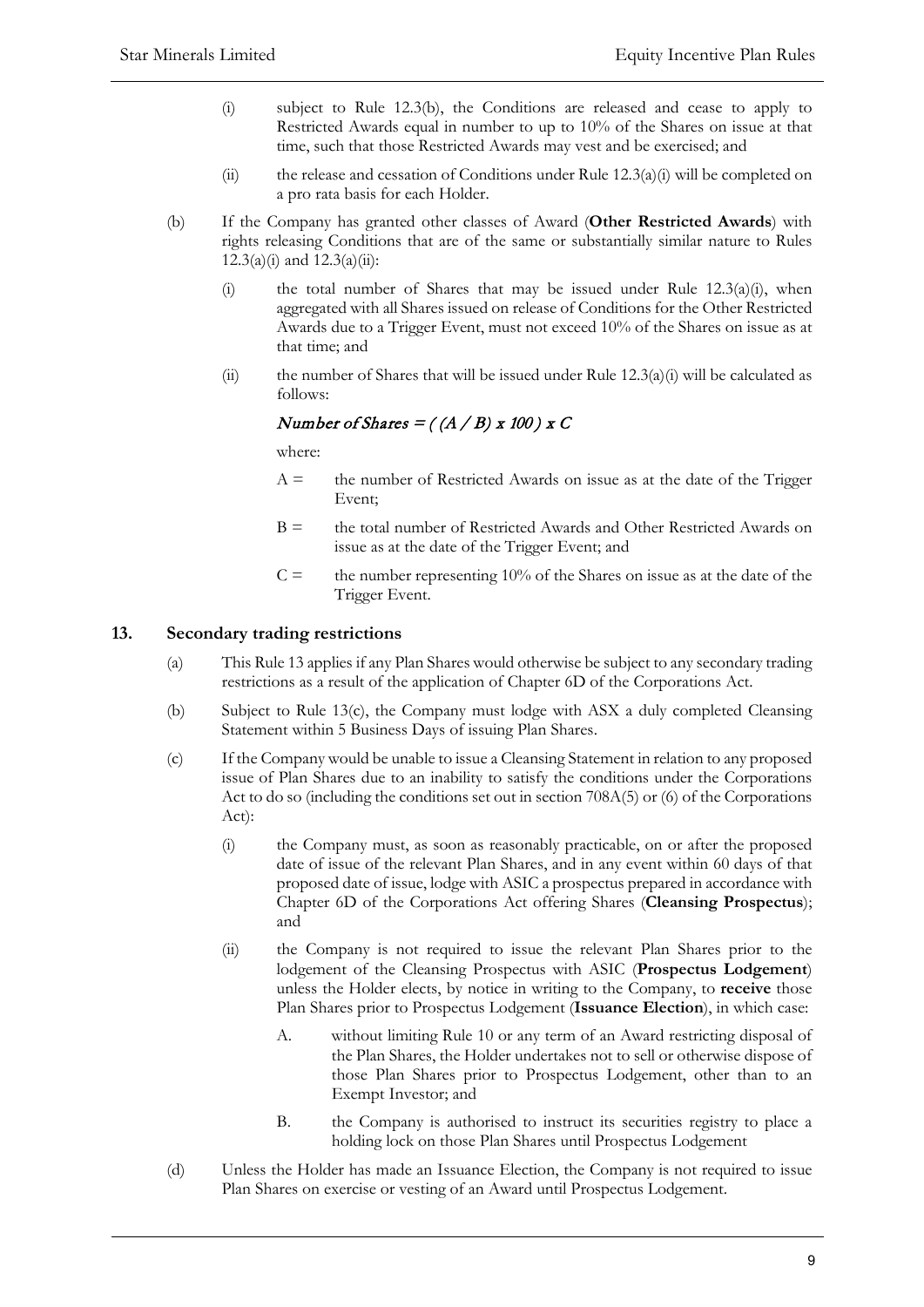(i) subject to Rule 12.3(b), the Conditions are released and cease to apply to Restricted Awards equal in number to up to 10% of the Shares on issue at that time, such that those Restricted Awards may vest and be exercised; and

(ii) the release and cessation of Conditions under Rule 12.3(a)(i) will be completed on a pro rata basis for each Holder.

(b) If the Company has granted other classes of Award (**Other Restricted Awards**) with rights releasing Conditions that are of the same or substantially similar nature to Rules 12.3(a)(i) and 12.3(a)(ii):

(i) the total number of Shares that may be issued under Rule 12.3(a)(i), when aggregated with all Shares issued on release of Conditions for the Other Restricted Awards due to a Trigger Event, must not exceed 10% of the Shares on issue as at that time; and

(ii) the number of Shares that will be issued under Rule 12.3(a)(i) will be calculated as follows:

$$\textit{Number of Shares} = ( (A / B) \times 100 ) \times C$$

where:

A = the number of Restricted Awards on issue as at the date of the Trigger Event;

B = the total number of Restricted Awards and Other Restricted Awards on issue as at the date of the Trigger Event; and

C = the number representing 10% of the Shares on issue as at the date of the Trigger Event.

## 13. Secondary trading restrictions

(a) This Rule 13 applies if any Plan Shares would otherwise be subject to any secondary trading restrictions as a result of the application of Chapter 6D of the Corporations Act.

(b) Subject to Rule 13(c), the Company must lodge with ASX a duly completed Cleansing Statement within 5 Business Days of issuing Plan Shares.

(c) If the Company would be unable to issue a Cleansing Statement in relation to any proposed issue of Plan Shares due to an inability to satisfy the conditions under the Corporations Act to do so (including the conditions set out in section 708A(5) or (6) of the Corporations Act):

(i) the Company must, as soon as reasonably practicable, on or after the proposed date of issue of the relevant Plan Shares, and in any event within 60 days of that proposed date of issue, lodge with ASIC a prospectus prepared in accordance with Chapter 6D of the Corporations Act offering Shares (**Cleansing Prospectus**); and

(ii) the Company is not required to issue the relevant Plan Shares prior to the lodgement of the Cleansing Prospectus with ASIC (**Prospectus Lodgement**) unless the Holder elects, by notice in writing to the Company, to **receive** those Plan Shares prior to Prospectus Lodgement (**Issuance Election**), in which case:

A. without limiting Rule 10 or any term of an Award restricting disposal of the Plan Shares, the Holder undertakes not to sell or otherwise dispose of those Plan Shares prior to Prospectus Lodgement, other than to an Exempt Investor; and

B. the Company is authorised to instruct its securities registry to place a holding lock on those Plan Shares until Prospectus Lodgement

(d) Unless the Holder has made an Issuance Election, the Company is not required to issue Plan Shares on exercise or vesting of an Award until Prospectus Lodgement.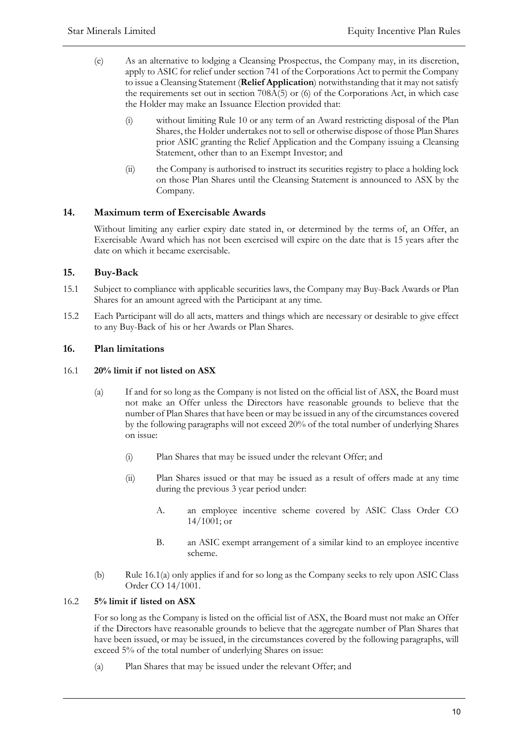(e) As an alternative to lodging a Cleansing Prospectus, the Company may, in its discretion, apply to ASIC for relief under section 741 of the Corporations Act to permit the Company to issue a Cleansing Statement (**Relief Application**) notwithstanding that it may not satisfy the requirements set out in section 708A(5) or (6) of the Corporations Act, in which case the Holder may make an Issuance Election provided that:

   (i) without limiting Rule 10 or any term of an Award restricting disposal of the Plan Shares, the Holder undertakes not to sell or otherwise dispose of those Plan Shares prior ASIC granting the Relief Application and the Company issuing a Cleansing Statement, other than to an Exempt Investor; and

   (ii) the Company is authorised to instruct its securities registry to place a holding lock on those Plan Shares until the Cleansing Statement is announced to ASX by the Company.

## 14. Maximum term of Exercisable Awards

Without limiting any earlier expiry date stated in, or determined by the terms of, an Offer, an Exercisable Award which has not been exercised will expire on the date that is 15 years after the date on which it became exercisable.

## 15. Buy-Back

15.1 Subject to compliance with applicable securities laws, the Company may Buy-Back Awards or Plan Shares for an amount agreed with the Participant at any time.

15.2 Each Participant will do all acts, matters and things which are necessary or desirable to give effect to any Buy-Back of his or her Awards or Plan Shares.

## 16. Plan limitations

### 16.1 20% limit if not listed on ASX

(a) If and for so long as the Company is not listed on the official list of ASX, the Board must not make an Offer unless the Directors have reasonable grounds to believe that the number of Plan Shares that have been or may be issued in any of the circumstances covered by the following paragraphs will not exceed 20% of the total number of underlying Shares on issue:

   (i) Plan Shares that may be issued under the relevant Offer; and

   (ii) Plan Shares issued or that may be issued as a result of offers made at any time during the previous 3 year period under:

      A. an employee incentive scheme covered by ASIC Class Order CO 14/1001; or

      B. an ASIC exempt arrangement of a similar kind to an employee incentive scheme.

(b) Rule 16.1(a) only applies if and for so long as the Company seeks to rely upon ASIC Class Order CO 14/1001.

### 16.2 5% limit if listed on ASX

For so long as the Company is listed on the official list of ASX, the Board must not make an Offer if the Directors have reasonable grounds to believe that the aggregate number of Plan Shares that have been issued, or may be issued, in the circumstances covered by the following paragraphs, will exceed 5% of the total number of underlying Shares on issue:

(a) Plan Shares that may be issued under the relevant Offer; and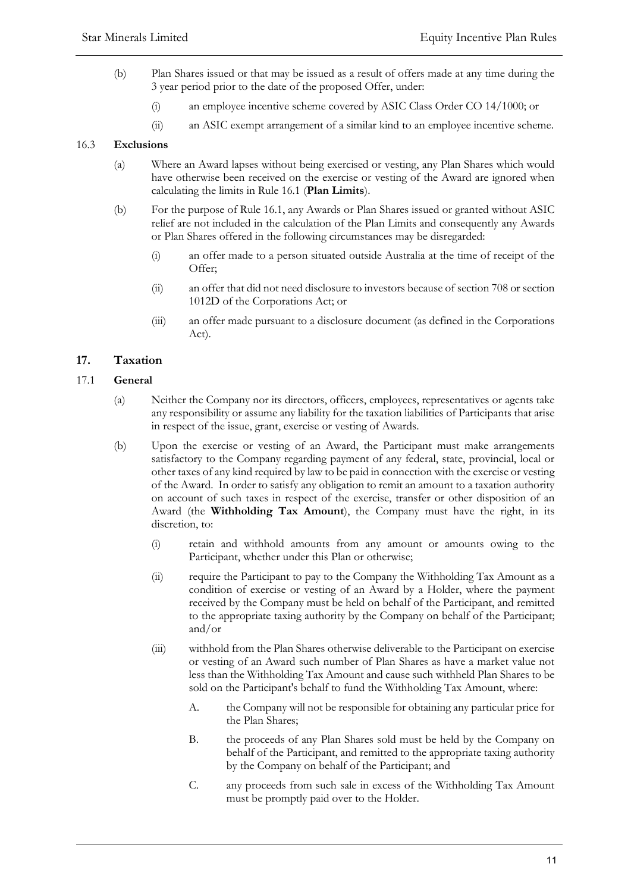(b) Plan Shares issued or that may be issued as a result of offers made at any time during the 3 year period prior to the date of the proposed Offer, under:

  (i) an employee incentive scheme covered by ASIC Class Order CO 14/1000; or

  (ii) an ASIC exempt arrangement of a similar kind to an employee incentive scheme.

16.3 **Exclusions**

(a) Where an Award lapses without being exercised or vesting, any Plan Shares which would have otherwise been received on the exercise or vesting of the Award are ignored when calculating the limits in Rule 16.1 (**Plan Limits**).

(b) For the purpose of Rule 16.1, any Awards or Plan Shares issued or granted without ASIC relief are not included in the calculation of the Plan Limits and consequently any Awards or Plan Shares offered in the following circumstances may be disregarded:

  (i) an offer made to a person situated outside Australia at the time of receipt of the Offer;

  (ii) an offer that did not need disclosure to investors because of section 708 or section 1012D of the Corporations Act; or

  (iii) an offer made pursuant to a disclosure document (as defined in the Corporations Act).

## 17. Taxation

17.1 **General**

(a) Neither the Company nor its directors, officers, employees, representatives or agents take any responsibility or assume any liability for the taxation liabilities of Participants that arise in respect of the issue, grant, exercise or vesting of Awards.

(b) Upon the exercise or vesting of an Award, the Participant must make arrangements satisfactory to the Company regarding payment of any federal, state, provincial, local or other taxes of any kind required by law to be paid in connection with the exercise or vesting of the Award. In order to satisfy any obligation to remit an amount to a taxation authority on account of such taxes in respect of the exercise, transfer or other disposition of an Award (the **Withholding Tax Amount**), the Company must have the right, in its discretion, to:

  (i) retain and withhold amounts from any amount or amounts owing to the Participant, whether under this Plan or otherwise;

  (ii) require the Participant to pay to the Company the Withholding Tax Amount as a condition of exercise or vesting of an Award by a Holder, where the payment received by the Company must be held on behalf of the Participant, and remitted to the appropriate taxing authority by the Company on behalf of the Participant; and/or

  (iii) withhold from the Plan Shares otherwise deliverable to the Participant on exercise or vesting of an Award such number of Plan Shares as have a market value not less than the Withholding Tax Amount and cause such withheld Plan Shares to be sold on the Participant's behalf to fund the Withholding Tax Amount, where:

    A. the Company will not be responsible for obtaining any particular price for the Plan Shares;

    B. the proceeds of any Plan Shares sold must be held by the Company on behalf of the Participant, and remitted to the appropriate taxing authority by the Company on behalf of the Participant; and

    C. any proceeds from such sale in excess of the Withholding Tax Amount must be promptly paid over to the Holder.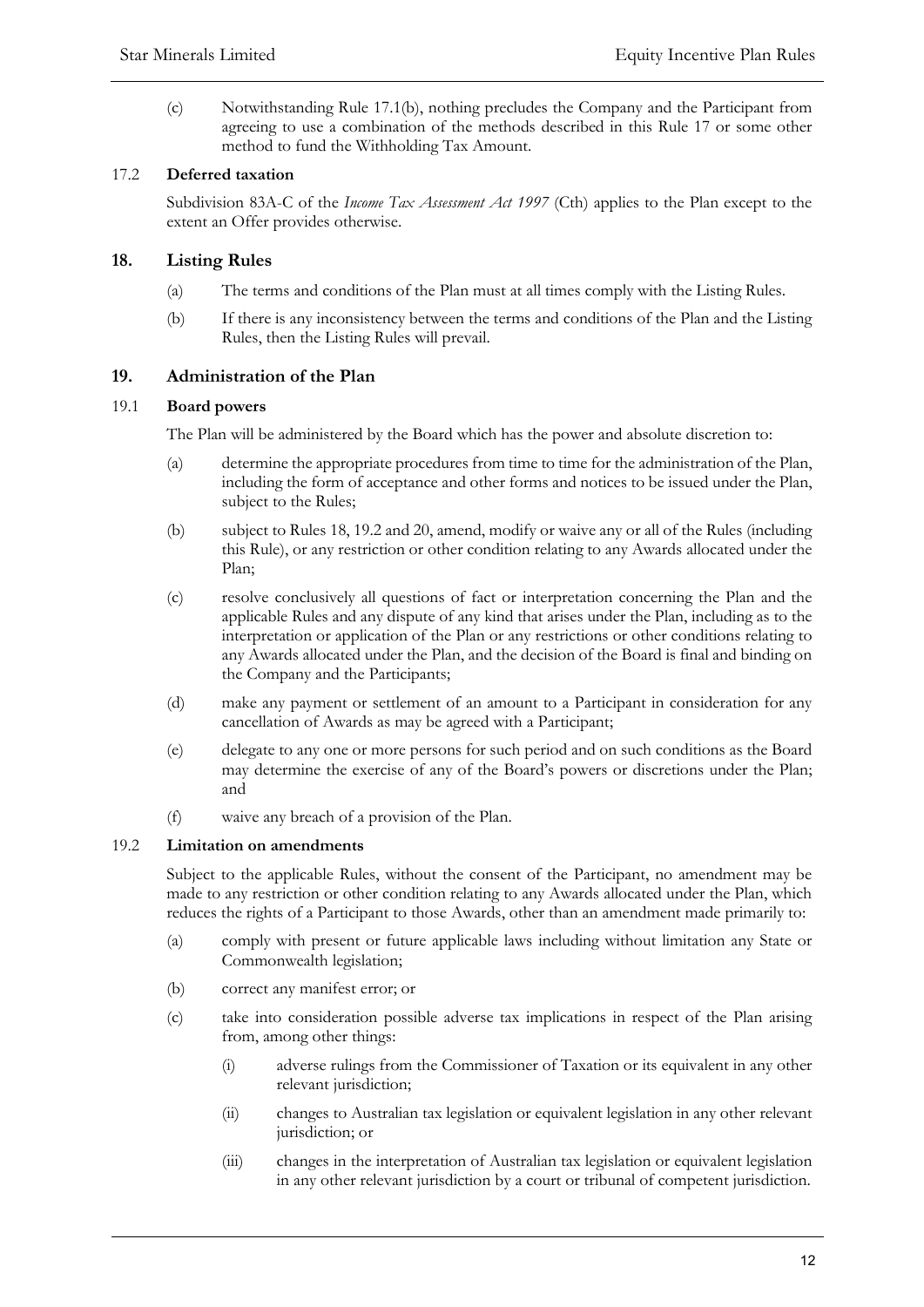(c) Notwithstanding Rule 17.1(b), nothing precludes the Company and the Participant from agreeing to use a combination of the methods described in this Rule 17 or some other method to fund the Withholding Tax Amount.

### 17.2 Deferred taxation

Subdivision 83A-C of the *Income Tax Assessment Act 1997* (Cth) applies to the Plan except to the extent an Offer provides otherwise.

## 18. Listing Rules

(a) The terms and conditions of the Plan must at all times comply with the Listing Rules.

(b) If there is any inconsistency between the terms and conditions of the Plan and the Listing Rules, then the Listing Rules will prevail.

## 19. Administration of the Plan

### 19.1 Board powers

The Plan will be administered by the Board which has the power and absolute discretion to:

(a) determine the appropriate procedures from time to time for the administration of the Plan, including the form of acceptance and other forms and notices to be issued under the Plan, subject to the Rules;

(b) subject to Rules 18, 19.2 and 20, amend, modify or waive any or all of the Rules (including this Rule), or any restriction or other condition relating to any Awards allocated under the Plan;

(c) resolve conclusively all questions of fact or interpretation concerning the Plan and the applicable Rules and any dispute of any kind that arises under the Plan, including as to the interpretation or application of the Plan or any restrictions or other conditions relating to any Awards allocated under the Plan, and the decision of the Board is final and binding on the Company and the Participants;

(d) make any payment or settlement of an amount to a Participant in consideration for any cancellation of Awards as may be agreed with a Participant;

(e) delegate to any one or more persons for such period and on such conditions as the Board may determine the exercise of any of the Board's powers or discretions under the Plan; and

(f) waive any breach of a provision of the Plan.

### 19.2 Limitation on amendments

Subject to the applicable Rules, without the consent of the Participant, no amendment may be made to any restriction or other condition relating to any Awards allocated under the Plan, which reduces the rights of a Participant to those Awards, other than an amendment made primarily to:

(a) comply with present or future applicable laws including without limitation any State or Commonwealth legislation;

(b) correct any manifest error; or

(c) take into consideration possible adverse tax implications in respect of the Plan arising from, among other things:

(i) adverse rulings from the Commissioner of Taxation or its equivalent in any other relevant jurisdiction;

(ii) changes to Australian tax legislation or equivalent legislation in any other relevant jurisdiction; or

(iii) changes in the interpretation of Australian tax legislation or equivalent legislation in any other relevant jurisdiction by a court or tribunal of competent jurisdiction.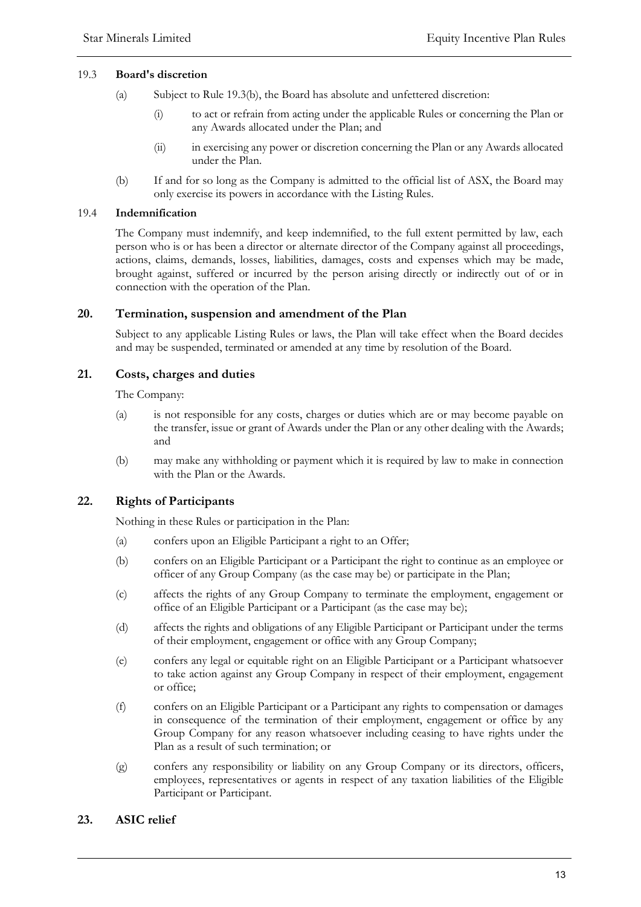### 19.3 Board's discretion

(a) Subject to Rule 19.3(b), the Board has absolute and unfettered discretion:

(i) to act or refrain from acting under the applicable Rules or concerning the Plan or any Awards allocated under the Plan; and

(ii) in exercising any power or discretion concerning the Plan or any Awards allocated under the Plan.

(b) If and for so long as the Company is admitted to the official list of ASX, the Board may only exercise its powers in accordance with the Listing Rules.

### 19.4 Indemnification

The Company must indemnify, and keep indemnified, to the full extent permitted by law, each person who is or has been a director or alternate director of the Company against all proceedings, actions, claims, demands, losses, liabilities, damages, costs and expenses which may be made, brought against, suffered or incurred by the person arising directly or indirectly out of or in connection with the operation of the Plan.

## 20. Termination, suspension and amendment of the Plan

Subject to any applicable Listing Rules or laws, the Plan will take effect when the Board decides and may be suspended, terminated or amended at any time by resolution of the Board.

## 21. Costs, charges and duties

The Company:

(a) is not responsible for any costs, charges or duties which are or may become payable on the transfer, issue or grant of Awards under the Plan or any other dealing with the Awards; and

(b) may make any withholding or payment which it is required by law to make in connection with the Plan or the Awards.

## 22. Rights of Participants

Nothing in these Rules or participation in the Plan:

(a) confers upon an Eligible Participant a right to an Offer;

(b) confers on an Eligible Participant or a Participant the right to continue as an employee or officer of any Group Company (as the case may be) or participate in the Plan;

(c) affects the rights of any Group Company to terminate the employment, engagement or office of an Eligible Participant or a Participant (as the case may be);

(d) affects the rights and obligations of any Eligible Participant or Participant under the terms of their employment, engagement or office with any Group Company;

(e) confers any legal or equitable right on an Eligible Participant or a Participant whatsoever to take action against any Group Company in respect of their employment, engagement or office;

(f) confers on an Eligible Participant or a Participant any rights to compensation or damages in consequence of the termination of their employment, engagement or office by any Group Company for any reason whatsoever including ceasing to have rights under the Plan as a result of such termination; or

(g) confers any responsibility or liability on any Group Company or its directors, officers, employees, representatives or agents in respect of any taxation liabilities of the Eligible Participant or Participant.

## 23. ASIC relief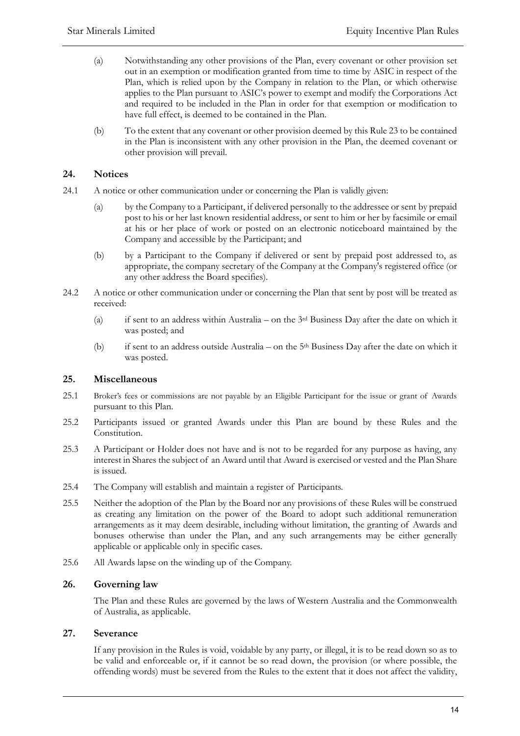(a) Notwithstanding any other provisions of the Plan, every covenant or other provision set out in an exemption or modification granted from time to time by ASIC in respect of the Plan, which is relied upon by the Company in relation to the Plan, or which otherwise applies to the Plan pursuant to ASIC's power to exempt and modify the Corporations Act and required to be included in the Plan in order for that exemption or modification to have full effect, is deemed to be contained in the Plan.

(b) To the extent that any covenant or other provision deemed by this Rule 23 to be contained in the Plan is inconsistent with any other provision in the Plan, the deemed covenant or other provision will prevail.

## 24. Notices

24.1 A notice or other communication under or concerning the Plan is validly given:

(a) by the Company to a Participant, if delivered personally to the addressee or sent by prepaid post to his or her last known residential address, or sent to him or her by facsimile or email at his or her place of work or posted on an electronic noticeboard maintained by the Company and accessible by the Participant; and

(b) by a Participant to the Company if delivered or sent by prepaid post addressed to, as appropriate, the company secretary of the Company at the Company's registered office (or any other address the Board specifies).

24.2 A notice or other communication under or concerning the Plan that sent by post will be treated as received:

(a) if sent to an address within Australia – on the 3rd Business Day after the date on which it was posted; and

(b) if sent to an address outside Australia – on the 5th Business Day after the date on which it was posted.

## 25. Miscellaneous

25.1 Broker's fees or commissions are not payable by an Eligible Participant for the issue or grant of Awards pursuant to this Plan.

25.2 Participants issued or granted Awards under this Plan are bound by these Rules and the Constitution.

25.3 A Participant or Holder does not have and is not to be regarded for any purpose as having, any interest in Shares the subject of an Award until that Award is exercised or vested and the Plan Share is issued.

25.4 The Company will establish and maintain a register of Participants.

25.5 Neither the adoption of the Plan by the Board nor any provisions of these Rules will be construed as creating any limitation on the power of the Board to adopt such additional remuneration arrangements as it may deem desirable, including without limitation, the granting of Awards and bonuses otherwise than under the Plan, and any such arrangements may be either generally applicable or applicable only in specific cases.

25.6 All Awards lapse on the winding up of the Company.

## 26. Governing law

The Plan and these Rules are governed by the laws of Western Australia and the Commonwealth of Australia, as applicable.

## 27. Severance

If any provision in the Rules is void, voidable by any party, or illegal, it is to be read down so as to be valid and enforceable or, if it cannot be so read down, the provision (or where possible, the offending words) must be severed from the Rules to the extent that it does not affect the validity,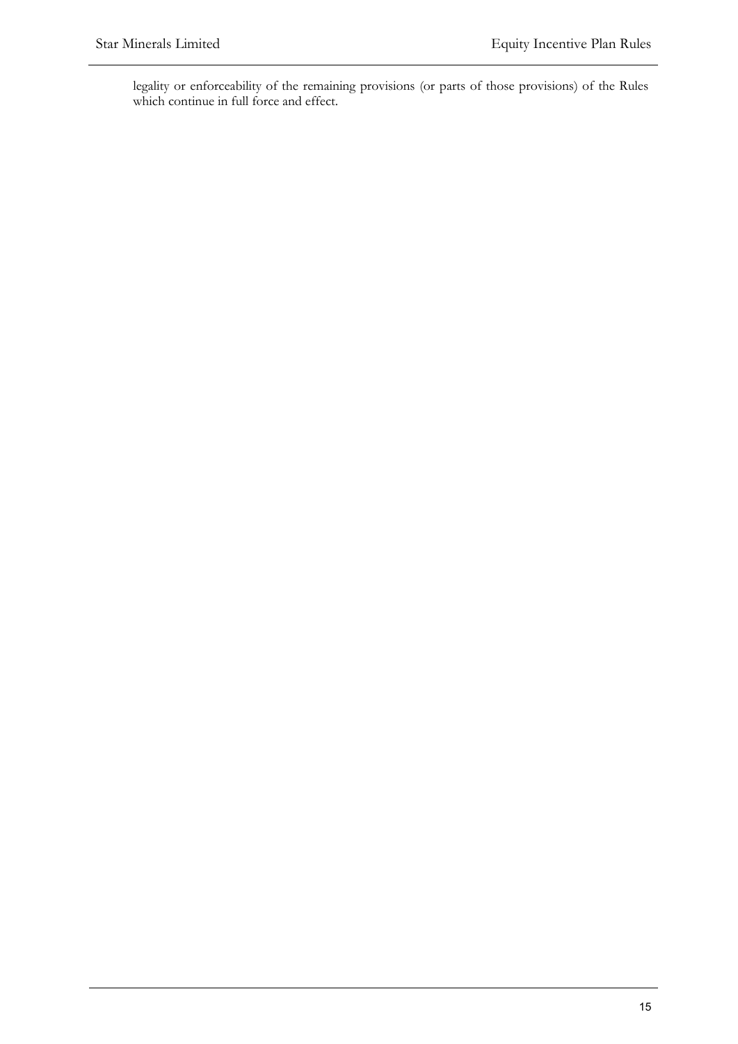legality or enforceability of the remaining provisions (or parts of those provisions) of the Rules which continue in full force and effect.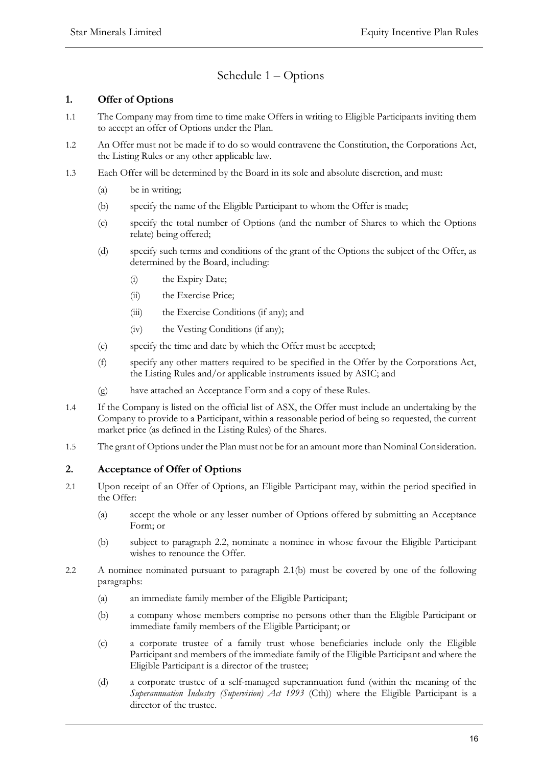# Schedule 1 – Options

## 1. Offer of Options

1.1 The Company may from time to time make Offers in writing to Eligible Participants inviting them to accept an offer of Options under the Plan.

1.2 An Offer must not be made if to do so would contravene the Constitution, the Corporations Act, the Listing Rules or any other applicable law.

1.3 Each Offer will be determined by the Board in its sole and absolute discretion, and must:

(a) be in writing;

(b) specify the name of the Eligible Participant to whom the Offer is made;

(c) specify the total number of Options (and the number of Shares to which the Options relate) being offered;

(d) specify such terms and conditions of the grant of the Options the subject of the Offer, as determined by the Board, including:

(i) the Expiry Date;

(ii) the Exercise Price;

(iii) the Exercise Conditions (if any); and

(iv) the Vesting Conditions (if any);

(e) specify the time and date by which the Offer must be accepted;

(f) specify any other matters required to be specified in the Offer by the Corporations Act, the Listing Rules and/or applicable instruments issued by ASIC; and

(g) have attached an Acceptance Form and a copy of these Rules.

1.4 If the Company is listed on the official list of ASX, the Offer must include an undertaking by the Company to provide to a Participant, within a reasonable period of being so requested, the current market price (as defined in the Listing Rules) of the Shares.

1.5 The grant of Options under the Plan must not be for an amount more than Nominal Consideration.

## 2. Acceptance of Offer of Options

2.1 Upon receipt of an Offer of Options, an Eligible Participant may, within the period specified in the Offer:

(a) accept the whole or any lesser number of Options offered by submitting an Acceptance Form; or

(b) subject to paragraph 2.2, nominate a nominee in whose favour the Eligible Participant wishes to renounce the Offer.

2.2 A nominee nominated pursuant to paragraph 2.1(b) must be covered by one of the following paragraphs:

(a) an immediate family member of the Eligible Participant;

(b) a company whose members comprise no persons other than the Eligible Participant or immediate family members of the Eligible Participant; or

(c) a corporate trustee of a family trust whose beneficiaries include only the Eligible Participant and members of the immediate family of the Eligible Participant and where the Eligible Participant is a director of the trustee;

(d) a corporate trustee of a self-managed superannuation fund (within the meaning of the *Superannuation Industry (Supervision) Act 1993* (Cth)) where the Eligible Participant is a director of the trustee.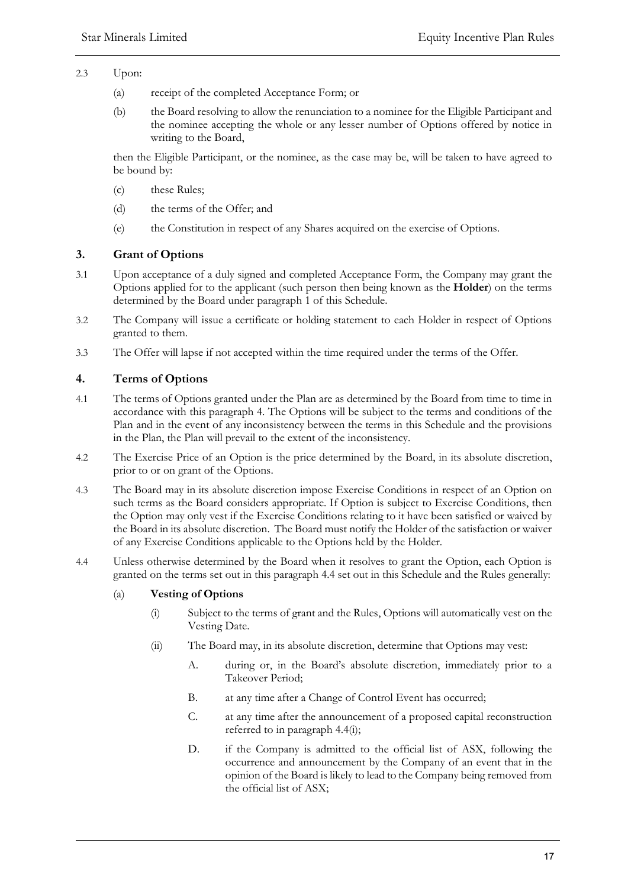2.3 Upon:

(a) receipt of the completed Acceptance Form; or

(b) the Board resolving to allow the renunciation to a nominee for the Eligible Participant and the nominee accepting the whole or any lesser number of Options offered by notice in writing to the Board,

then the Eligible Participant, or the nominee, as the case may be, will be taken to have agreed to be bound by:

(c) these Rules;

(d) the terms of the Offer; and

(e) the Constitution in respect of any Shares acquired on the exercise of Options.

## 3. Grant of Options

3.1 Upon acceptance of a duly signed and completed Acceptance Form, the Company may grant the Options applied for to the applicant (such person then being known as the **Holder**) on the terms determined by the Board under paragraph 1 of this Schedule.

3.2 The Company will issue a certificate or holding statement to each Holder in respect of Options granted to them.

3.3 The Offer will lapse if not accepted within the time required under the terms of the Offer.

## 4. Terms of Options

4.1 The terms of Options granted under the Plan are as determined by the Board from time to time in accordance with this paragraph 4. The Options will be subject to the terms and conditions of the Plan and in the event of any inconsistency between the terms in this Schedule and the provisions in the Plan, the Plan will prevail to the extent of the inconsistency.

4.2 The Exercise Price of an Option is the price determined by the Board, in its absolute discretion, prior to or on grant of the Options.

4.3 The Board may in its absolute discretion impose Exercise Conditions in respect of an Option on such terms as the Board considers appropriate. If Option is subject to Exercise Conditions, then the Option may only vest if the Exercise Conditions relating to it have been satisfied or waived by the Board in its absolute discretion. The Board must notify the Holder of the satisfaction or waiver of any Exercise Conditions applicable to the Options held by the Holder.

4.4 Unless otherwise determined by the Board when it resolves to grant the Option, each Option is granted on the terms set out in this paragraph 4.4 set out in this Schedule and the Rules generally:

(a) **Vesting of Options**

(i) Subject to the terms of grant and the Rules, Options will automatically vest on the Vesting Date.

(ii) The Board may, in its absolute discretion, determine that Options may vest:

A. during or, in the Board's absolute discretion, immediately prior to a Takeover Period;

B. at any time after a Change of Control Event has occurred;

C. at any time after the announcement of a proposed capital reconstruction referred to in paragraph 4.4(i);

D. if the Company is admitted to the official list of ASX, following the occurrence and announcement by the Company of an event that in the opinion of the Board is likely to lead to the Company being removed from the official list of ASX;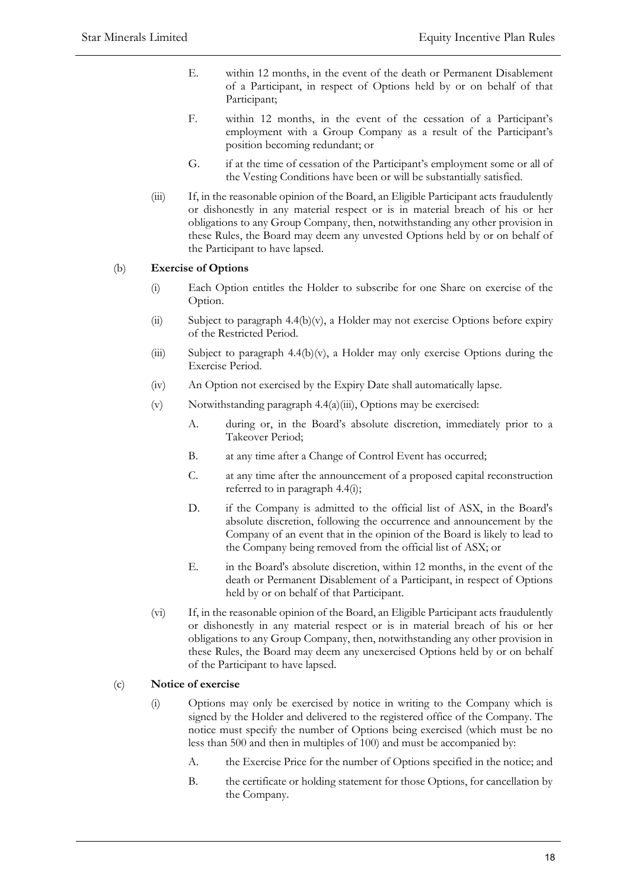E. within 12 months, in the event of the death or Permanent Disablement of a Participant, in respect of Options held by or on behalf of that Participant;

F. within 12 months, in the event of the cessation of a Participant's employment with a Group Company as a result of the Participant's position becoming redundant; or

G. if at the time of cessation of the Participant's employment some or all of the Vesting Conditions have been or will be substantially satisfied.

(iii) If, in the reasonable opinion of the Board, an Eligible Participant acts fraudulently or dishonestly in any material respect or is in material breach of his or her obligations to any Group Company, then, notwithstanding any other provision in these Rules, the Board may deem any unvested Options held by or on behalf of the Participant to have lapsed.

(b) **Exercise of Options**

(i) Each Option entitles the Holder to subscribe for one Share on exercise of the Option.

(ii) Subject to paragraph 4.4(b)(v), a Holder may not exercise Options before expiry of the Restricted Period.

(iii) Subject to paragraph 4.4(b)(v), a Holder may only exercise Options during the Exercise Period.

(iv) An Option not exercised by the Expiry Date shall automatically lapse.

(v) Notwithstanding paragraph 4.4(a)(iii), Options may be exercised:

A. during or, in the Board's absolute discretion, immediately prior to a Takeover Period;

B. at any time after a Change of Control Event has occurred;

C. at any time after the announcement of a proposed capital reconstruction referred to in paragraph 4.4(i);

D. if the Company is admitted to the official list of ASX, in the Board's absolute discretion, following the occurrence and announcement by the Company of an event that in the opinion of the Board is likely to lead to the Company being removed from the official list of ASX; or

E. in the Board's absolute discretion, within 12 months, in the event of the death or Permanent Disablement of a Participant, in respect of Options held by or on behalf of that Participant.

(vi) If, in the reasonable opinion of the Board, an Eligible Participant acts fraudulently or dishonestly in any material respect or is in material breach of his or her obligations to any Group Company, then, notwithstanding any other provision in these Rules, the Board may deem any unexercised Options held by or on behalf of the Participant to have lapsed.

(c) **Notice of exercise**

(i) Options may only be exercised by notice in writing to the Company which is signed by the Holder and delivered to the registered office of the Company. The notice must specify the number of Options being exercised (which must be no less than 500 and then in multiples of 100) and must be accompanied by:

A. the Exercise Price for the number of Options specified in the notice; and

B. the certificate or holding statement for those Options, for cancellation by the Company.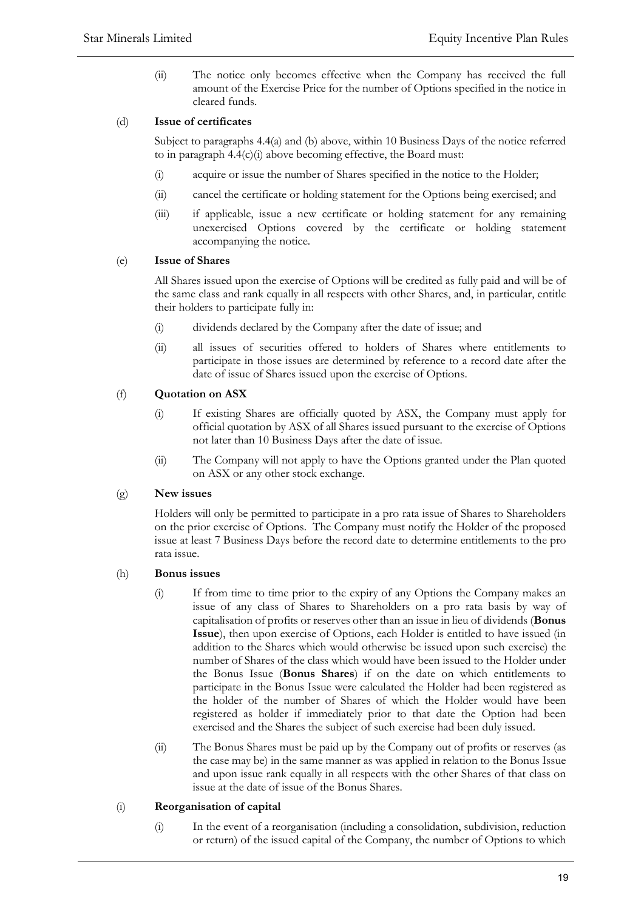(ii) The notice only becomes effective when the Company has received the full amount of the Exercise Price for the number of Options specified in the notice in cleared funds.

(d) **Issue of certificates**

Subject to paragraphs 4.4(a) and (b) above, within 10 Business Days of the notice referred to in paragraph 4.4(c)(i) above becoming effective, the Board must:

(i) acquire or issue the number of Shares specified in the notice to the Holder;

(ii) cancel the certificate or holding statement for the Options being exercised; and

(iii) if applicable, issue a new certificate or holding statement for any remaining unexercised Options covered by the certificate or holding statement accompanying the notice.

(e) **Issue of Shares**

All Shares issued upon the exercise of Options will be credited as fully paid and will be of the same class and rank equally in all respects with other Shares, and, in particular, entitle their holders to participate fully in:

(i) dividends declared by the Company after the date of issue; and

(ii) all issues of securities offered to holders of Shares where entitlements to participate in those issues are determined by reference to a record date after the date of issue of Shares issued upon the exercise of Options.

(f) **Quotation on ASX**

(i) If existing Shares are officially quoted by ASX, the Company must apply for official quotation by ASX of all Shares issued pursuant to the exercise of Options not later than 10 Business Days after the date of issue.

(ii) The Company will not apply to have the Options granted under the Plan quoted on ASX or any other stock exchange.

(g) **New issues**

Holders will only be permitted to participate in a pro rata issue of Shares to Shareholders on the prior exercise of Options. The Company must notify the Holder of the proposed issue at least 7 Business Days before the record date to determine entitlements to the pro rata issue.

(h) **Bonus issues**

(i) If from time to time prior to the expiry of any Options the Company makes an issue of any class of Shares to Shareholders on a pro rata basis by way of capitalisation of profits or reserves other than an issue in lieu of dividends (**Bonus Issue**), then upon exercise of Options, each Holder is entitled to have issued (in addition to the Shares which would otherwise be issued upon such exercise) the number of Shares of the class which would have been issued to the Holder under the Bonus Issue (**Bonus Shares**) if on the date on which entitlements to participate in the Bonus Issue were calculated the Holder had been registered as the holder of the number of Shares of which the Holder would have been registered as holder if immediately prior to that date the Option had been exercised and the Shares the subject of such exercise had been duly issued.

(ii) The Bonus Shares must be paid up by the Company out of profits or reserves (as the case may be) in the same manner as was applied in relation to the Bonus Issue and upon issue rank equally in all respects with the other Shares of that class on issue at the date of issue of the Bonus Shares.

(i) **Reorganisation of capital**

(i) In the event of a reorganisation (including a consolidation, subdivision, reduction or return) of the issued capital of the Company, the number of Options to which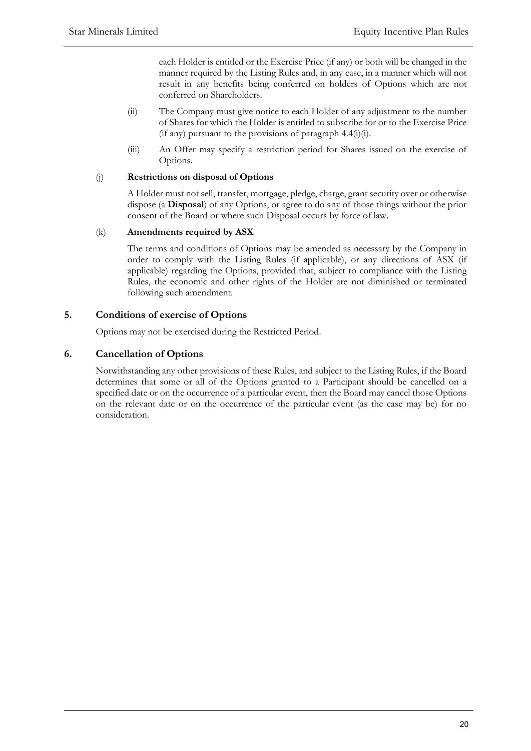each Holder is entitled or the Exercise Price (if any) or both will be changed in the manner required by the Listing Rules and, in any case, in a manner which will not result in any benefits being conferred on holders of Options which are not conferred on Shareholders.

(ii) The Company must give notice to each Holder of any adjustment to the number of Shares for which the Holder is entitled to subscribe for or to the Exercise Price (if any) pursuant to the provisions of paragraph 4.4(i)(i).

(iii) An Offer may specify a restriction period for Shares issued on the exercise of Options.

(j) **Restrictions on disposal of Options**

A Holder must not sell, transfer, mortgage, pledge, charge, grant security over or otherwise dispose (a **Disposal**) of any Options, or agree to do any of those things without the prior consent of the Board or where such Disposal occurs by force of law.

(k) **Amendments required by ASX**

The terms and conditions of Options may be amended as necessary by the Company in order to comply with the Listing Rules (if applicable), or any directions of ASX (if applicable) regarding the Options, provided that, subject to compliance with the Listing Rules, the economic and other rights of the Holder are not diminished or terminated following such amendment.

## 5. Conditions of exercise of Options

Options may not be exercised during the Restricted Period.

## 6. Cancellation of Options

Notwithstanding any other provisions of these Rules, and subject to the Listing Rules, if the Board determines that some or all of the Options granted to a Participant should be cancelled on a specified date or on the occurrence of a particular event, then the Board may cancel those Options on the relevant date or on the occurrence of the particular event (as the case may be) for no consideration.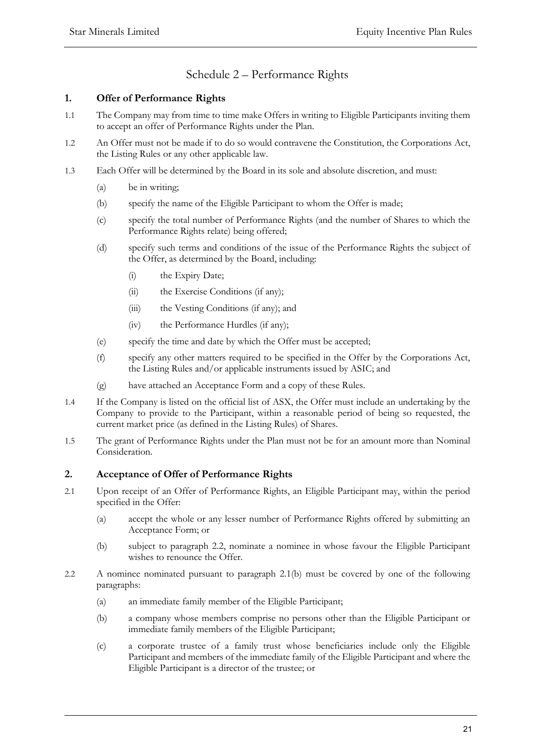# Schedule 2 – Performance Rights

## 1. Offer of Performance Rights

1.1 The Company may from time to time make Offers in writing to Eligible Participants inviting them to accept an offer of Performance Rights under the Plan.

1.2 An Offer must not be made if to do so would contravene the Constitution, the Corporations Act, the Listing Rules or any other applicable law.

1.3 Each Offer will be determined by the Board in its sole and absolute discretion, and must:

- (a) be in writing;
- (b) specify the name of the Eligible Participant to whom the Offer is made;
- (c) specify the total number of Performance Rights (and the number of Shares to which the Performance Rights relate) being offered;
- (d) specify such terms and conditions of the issue of the Performance Rights the subject of the Offer, as determined by the Board, including:
  - (i) the Expiry Date;
  - (ii) the Exercise Conditions (if any);
  - (iii) the Vesting Conditions (if any); and
  - (iv) the Performance Hurdles (if any);
- (e) specify the time and date by which the Offer must be accepted;
- (f) specify any other matters required to be specified in the Offer by the Corporations Act, the Listing Rules and/or applicable instruments issued by ASIC; and
- (g) have attached an Acceptance Form and a copy of these Rules.

1.4 If the Company is listed on the official list of ASX, the Offer must include an undertaking by the Company to provide to the Participant, within a reasonable period of being so requested, the current market price (as defined in the Listing Rules) of Shares.

1.5 The grant of Performance Rights under the Plan must not be for an amount more than Nominal Consideration.

## 2. Acceptance of Offer of Performance Rights

2.1 Upon receipt of an Offer of Performance Rights, an Eligible Participant may, within the period specified in the Offer:

- (a) accept the whole or any lesser number of Performance Rights offered by submitting an Acceptance Form; or
- (b) subject to paragraph 2.2, nominate a nominee in whose favour the Eligible Participant wishes to renounce the Offer.

2.2 A nominee nominated pursuant to paragraph 2.1(b) must be covered by one of the following paragraphs:

- (a) an immediate family member of the Eligible Participant;
- (b) a company whose members comprise no persons other than the Eligible Participant or immediate family members of the Eligible Participant;
- (c) a corporate trustee of a family trust whose beneficiaries include only the Eligible Participant and members of the immediate family of the Eligible Participant and where the Eligible Participant is a director of the trustee; or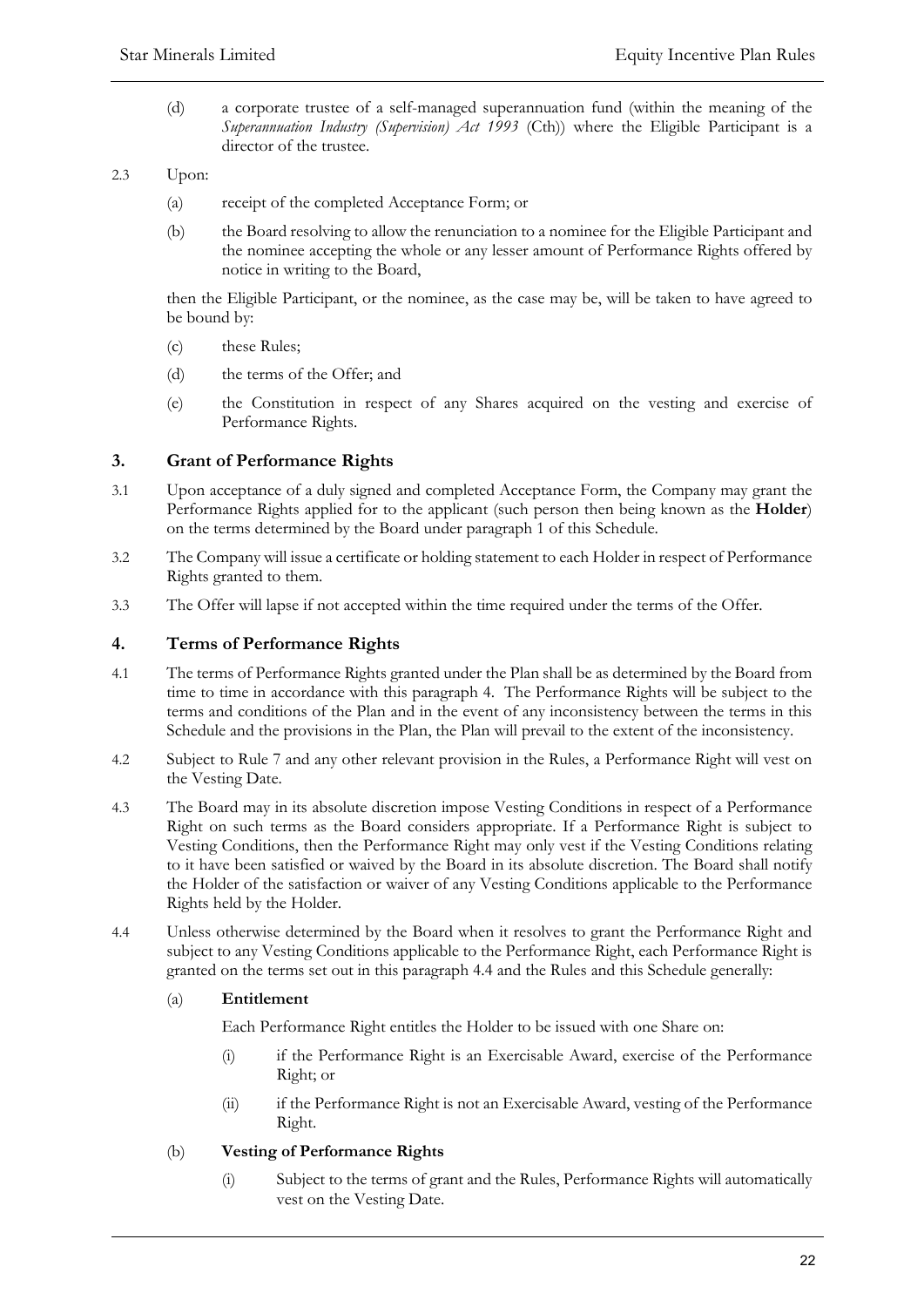(d) a corporate trustee of a self-managed superannuation fund (within the meaning of the *Superannuation Industry (Supervision) Act 1993* (Cth)) where the Eligible Participant is a director of the trustee.

2.3 Upon:

(a) receipt of the completed Acceptance Form; or

(b) the Board resolving to allow the renunciation to a nominee for the Eligible Participant and the nominee accepting the whole or any lesser amount of Performance Rights offered by notice in writing to the Board,

then the Eligible Participant, or the nominee, as the case may be, will be taken to have agreed to be bound by:

(c) these Rules;

(d) the terms of the Offer; and

(e) the Constitution in respect of any Shares acquired on the vesting and exercise of Performance Rights.

## 3. Grant of Performance Rights

3.1 Upon acceptance of a duly signed and completed Acceptance Form, the Company may grant the Performance Rights applied for to the applicant (such person then being known as the **Holder**) on the terms determined by the Board under paragraph 1 of this Schedule.

3.2 The Company will issue a certificate or holding statement to each Holder in respect of Performance Rights granted to them.

3.3 The Offer will lapse if not accepted within the time required under the terms of the Offer.

## 4. Terms of Performance Rights

4.1 The terms of Performance Rights granted under the Plan shall be as determined by the Board from time to time in accordance with this paragraph 4. The Performance Rights will be subject to the terms and conditions of the Plan and in the event of any inconsistency between the terms in this Schedule and the provisions in the Plan, the Plan will prevail to the extent of the inconsistency.

4.2 Subject to Rule 7 and any other relevant provision in the Rules, a Performance Right will vest on the Vesting Date.

4.3 The Board may in its absolute discretion impose Vesting Conditions in respect of a Performance Right on such terms as the Board considers appropriate. If a Performance Right is subject to Vesting Conditions, then the Performance Right may only vest if the Vesting Conditions relating to it have been satisfied or waived by the Board in its absolute discretion. The Board shall notify the Holder of the satisfaction or waiver of any Vesting Conditions applicable to the Performance Rights held by the Holder.

4.4 Unless otherwise determined by the Board when it resolves to grant the Performance Right and subject to any Vesting Conditions applicable to the Performance Right, each Performance Right is granted on the terms set out in this paragraph 4.4 and the Rules and this Schedule generally:

(a) **Entitlement**

Each Performance Right entitles the Holder to be issued with one Share on:

(i) if the Performance Right is an Exercisable Award, exercise of the Performance Right; or

(ii) if the Performance Right is not an Exercisable Award, vesting of the Performance Right.

(b) **Vesting of Performance Rights**

(i) Subject to the terms of grant and the Rules, Performance Rights will automatically vest on the Vesting Date.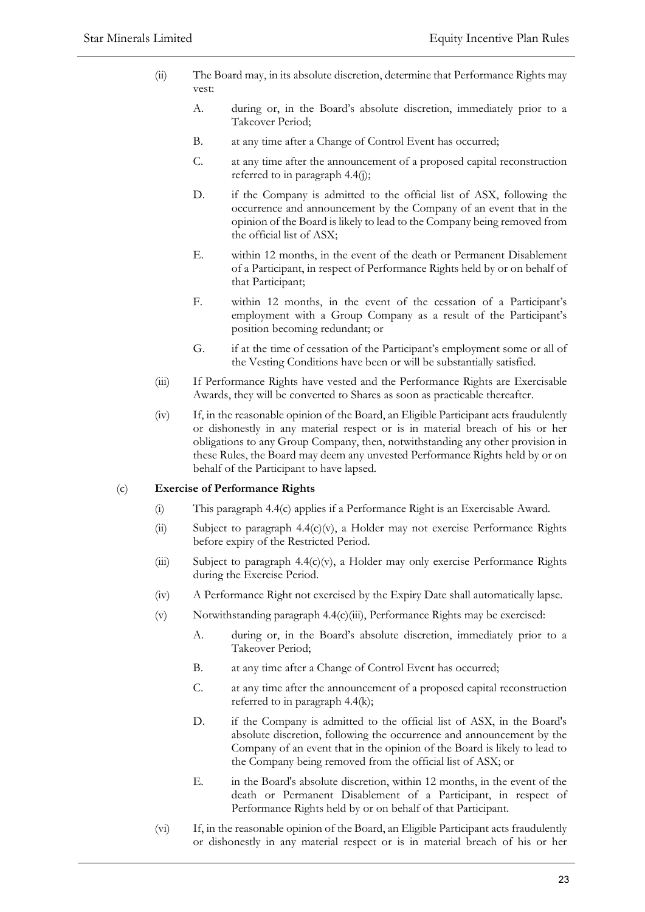(ii) The Board may, in its absolute discretion, determine that Performance Rights may vest:

   A. during or, in the Board's absolute discretion, immediately prior to a Takeover Period;

   B. at any time after a Change of Control Event has occurred;

   C. at any time after the announcement of a proposed capital reconstruction referred to in paragraph 4.4(j);

   D. if the Company is admitted to the official list of ASX, following the occurrence and announcement by the Company of an event that in the opinion of the Board is likely to lead to the Company being removed from the official list of ASX;

   E. within 12 months, in the event of the death or Permanent Disablement of a Participant, in respect of Performance Rights held by or on behalf of that Participant;

   F. within 12 months, in the event of the cessation of a Participant's employment with a Group Company as a result of the Participant's position becoming redundant; or

   G. if at the time of cessation of the Participant's employment some or all of the Vesting Conditions have been or will be substantially satisfied.

(iii) If Performance Rights have vested and the Performance Rights are Exercisable Awards, they will be converted to Shares as soon as practicable thereafter.

(iv) If, in the reasonable opinion of the Board, an Eligible Participant acts fraudulently or dishonestly in any material respect or is in material breach of his or her obligations to any Group Company, then, notwithstanding any other provision in these Rules, the Board may deem any unvested Performance Rights held by or on behalf of the Participant to have lapsed.

(c) **Exercise of Performance Rights**

(i) This paragraph 4.4(c) applies if a Performance Right is an Exercisable Award.

(ii) Subject to paragraph 4.4(c)(v), a Holder may not exercise Performance Rights before expiry of the Restricted Period.

(iii) Subject to paragraph 4.4(c)(v), a Holder may only exercise Performance Rights during the Exercise Period.

(iv) A Performance Right not exercised by the Expiry Date shall automatically lapse.

(v) Notwithstanding paragraph 4.4(c)(iii), Performance Rights may be exercised:

   A. during or, in the Board's absolute discretion, immediately prior to a Takeover Period;

   B. at any time after a Change of Control Event has occurred;

   C. at any time after the announcement of a proposed capital reconstruction referred to in paragraph 4.4(k);

   D. if the Company is admitted to the official list of ASX, in the Board's absolute discretion, following the occurrence and announcement by the Company of an event that in the opinion of the Board is likely to lead to the Company being removed from the official list of ASX; or

   E. in the Board's absolute discretion, within 12 months, in the event of the death or Permanent Disablement of a Participant, in respect of Performance Rights held by or on behalf of that Participant.

(vi) If, in the reasonable opinion of the Board, an Eligible Participant acts fraudulently or dishonestly in any material respect or is in material breach of his or her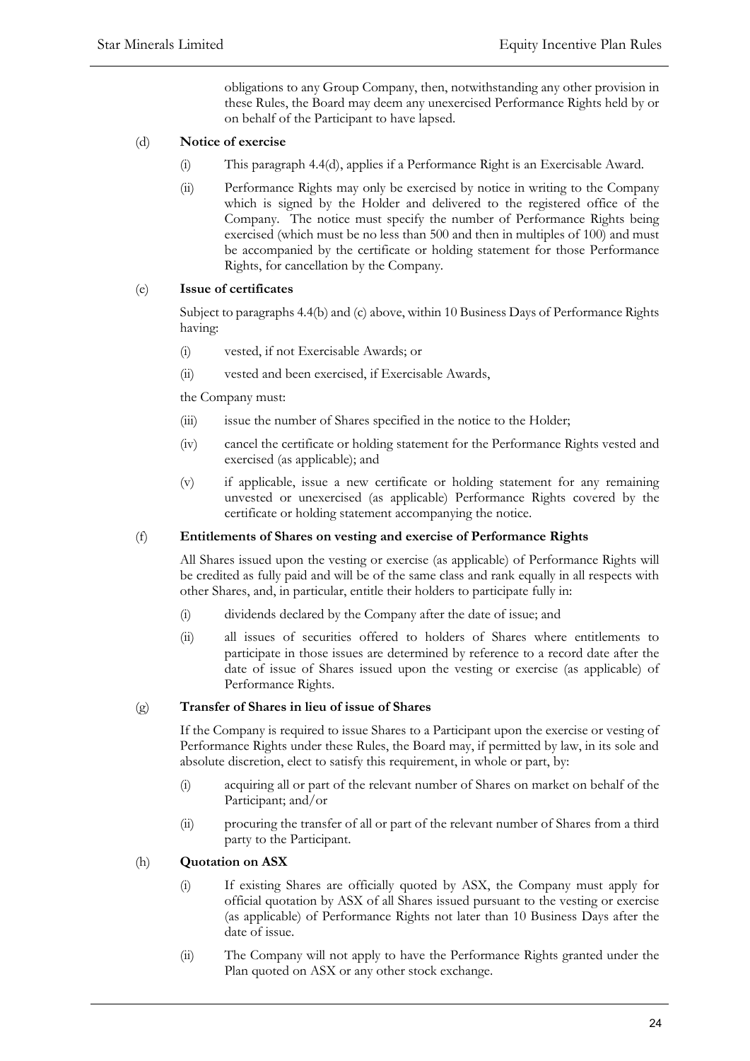obligations to any Group Company, then, notwithstanding any other provision in these Rules, the Board may deem any unexercised Performance Rights held by or on behalf of the Participant to have lapsed.

(d) **Notice of exercise**

(i) This paragraph 4.4(d), applies if a Performance Right is an Exercisable Award.

(ii) Performance Rights may only be exercised by notice in writing to the Company which is signed by the Holder and delivered to the registered office of the Company. The notice must specify the number of Performance Rights being exercised (which must be no less than 500 and then in multiples of 100) and must be accompanied by the certificate or holding statement for those Performance Rights, for cancellation by the Company.

(e) **Issue of certificates**

Subject to paragraphs 4.4(b) and (c) above, within 10 Business Days of Performance Rights having:

(i) vested, if not Exercisable Awards; or

(ii) vested and been exercised, if Exercisable Awards,

the Company must:

(iii) issue the number of Shares specified in the notice to the Holder;

(iv) cancel the certificate or holding statement for the Performance Rights vested and exercised (as applicable); and

(v) if applicable, issue a new certificate or holding statement for any remaining unvested or unexercised (as applicable) Performance Rights covered by the certificate or holding statement accompanying the notice.

(f) **Entitlements of Shares on vesting and exercise of Performance Rights**

All Shares issued upon the vesting or exercise (as applicable) of Performance Rights will be credited as fully paid and will be of the same class and rank equally in all respects with other Shares, and, in particular, entitle their holders to participate fully in:

(i) dividends declared by the Company after the date of issue; and

(ii) all issues of securities offered to holders of Shares where entitlements to participate in those issues are determined by reference to a record date after the date of issue of Shares issued upon the vesting or exercise (as applicable) of Performance Rights.

(g) **Transfer of Shares in lieu of issue of Shares**

If the Company is required to issue Shares to a Participant upon the exercise or vesting of Performance Rights under these Rules, the Board may, if permitted by law, in its sole and absolute discretion, elect to satisfy this requirement, in whole or part, by:

(i) acquiring all or part of the relevant number of Shares on market on behalf of the Participant; and/or

(ii) procuring the transfer of all or part of the relevant number of Shares from a third party to the Participant.

(h) **Quotation on ASX**

(i) If existing Shares are officially quoted by ASX, the Company must apply for official quotation by ASX of all Shares issued pursuant to the vesting or exercise (as applicable) of Performance Rights not later than 10 Business Days after the date of issue.

(ii) The Company will not apply to have the Performance Rights granted under the Plan quoted on ASX or any other stock exchange.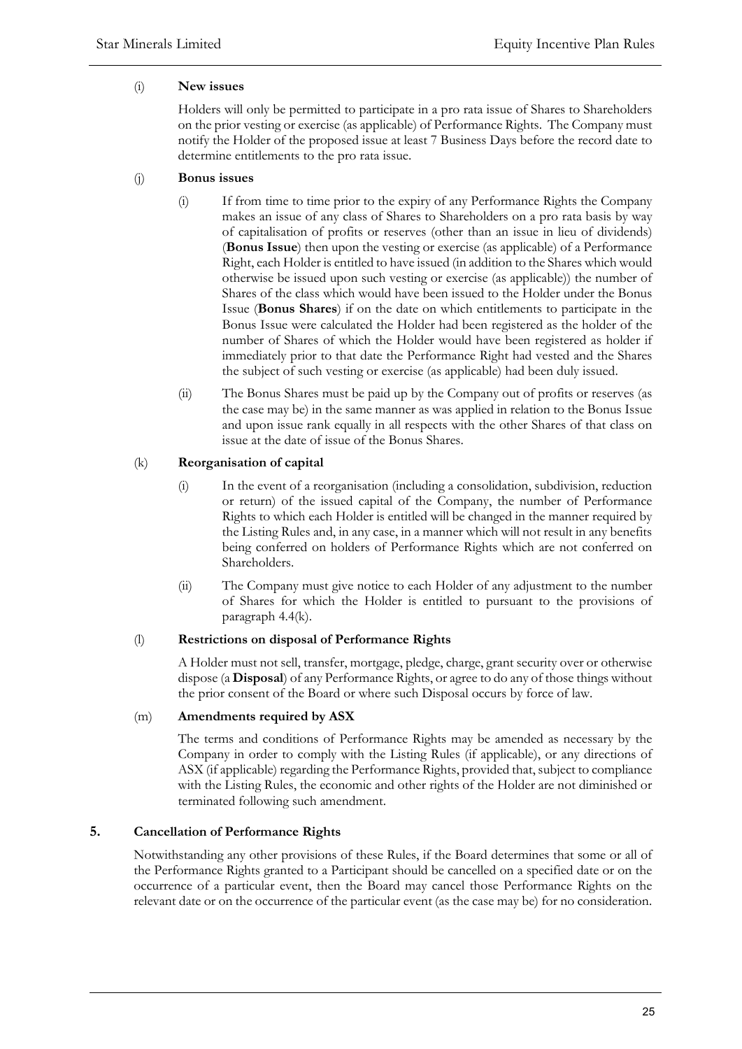(i) **New issues**

Holders will only be permitted to participate in a pro rata issue of Shares to Shareholders on the prior vesting or exercise (as applicable) of Performance Rights. The Company must notify the Holder of the proposed issue at least 7 Business Days before the record date to determine entitlements to the pro rata issue.

(j) **Bonus issues**

(i) If from time to time prior to the expiry of any Performance Rights the Company makes an issue of any class of Shares to Shareholders on a pro rata basis by way of capitalisation of profits or reserves (other than an issue in lieu of dividends) (**Bonus Issue**) then upon the vesting or exercise (as applicable) of a Performance Right, each Holder is entitled to have issued (in addition to the Shares which would otherwise be issued upon such vesting or exercise (as applicable)) the number of Shares of the class which would have been issued to the Holder under the Bonus Issue (**Bonus Shares**) if on the date on which entitlements to participate in the Bonus Issue were calculated the Holder had been registered as the holder of the number of Shares of which the Holder would have been registered as holder if immediately prior to that date the Performance Right had vested and the Shares the subject of such vesting or exercise (as applicable) had been duly issued.

(ii) The Bonus Shares must be paid up by the Company out of profits or reserves (as the case may be) in the same manner as was applied in relation to the Bonus Issue and upon issue rank equally in all respects with the other Shares of that class on issue at the date of issue of the Bonus Shares.

(k) **Reorganisation of capital**

(i) In the event of a reorganisation (including a consolidation, subdivision, reduction or return) of the issued capital of the Company, the number of Performance Rights to which each Holder is entitled will be changed in the manner required by the Listing Rules and, in any case, in a manner which will not result in any benefits being conferred on holders of Performance Rights which are not conferred on Shareholders.

(ii) The Company must give notice to each Holder of any adjustment to the number of Shares for which the Holder is entitled to pursuant to the provisions of paragraph 4.4(k).

(l) **Restrictions on disposal of Performance Rights**

A Holder must not sell, transfer, mortgage, pledge, charge, grant security over or otherwise dispose (a **Disposal**) of any Performance Rights, or agree to do any of those things without the prior consent of the Board or where such Disposal occurs by force of law.

(m) **Amendments required by ASX**

The terms and conditions of Performance Rights may be amended as necessary by the Company in order to comply with the Listing Rules (if applicable), or any directions of ASX (if applicable) regarding the Performance Rights, provided that, subject to compliance with the Listing Rules, the economic and other rights of the Holder are not diminished or terminated following such amendment.

## 5. Cancellation of Performance Rights

Notwithstanding any other provisions of these Rules, if the Board determines that some or all of the Performance Rights granted to a Participant should be cancelled on a specified date or on the occurrence of a particular event, then the Board may cancel those Performance Rights on the relevant date or on the occurrence of the particular event (as the case may be) for no consideration.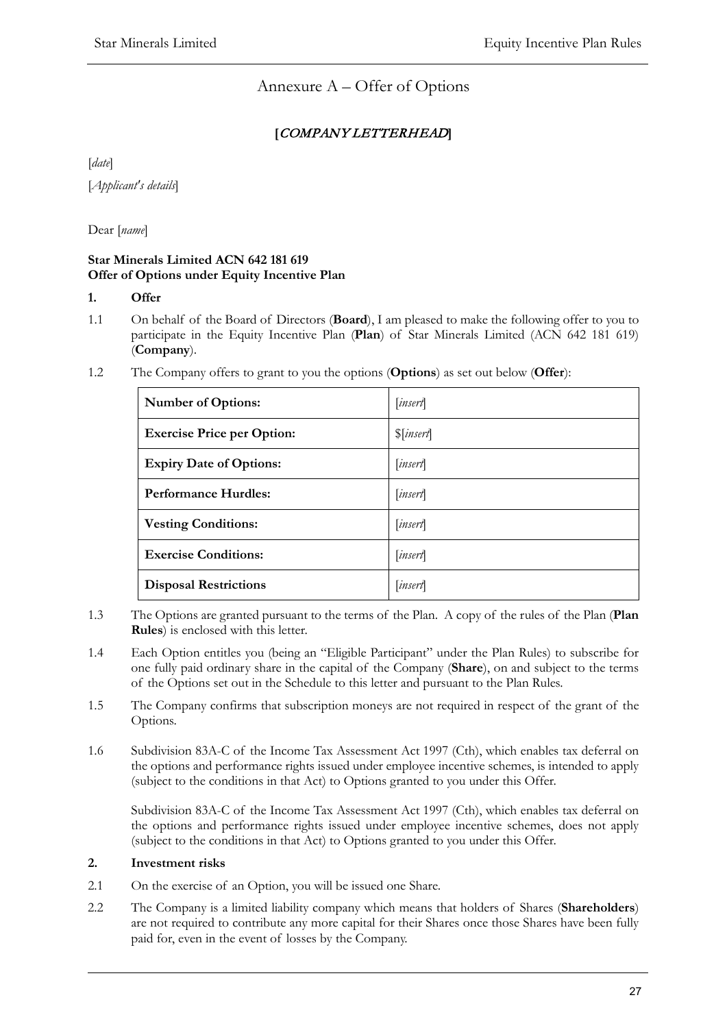# Annexure A – Offer of Options

**[*COMPANY LETTERHEAD*]**

[*date*]

[*Applicant's details*]

Dear [*name*]

**Star Minerals Limited ACN 642 181 619**
**Offer of Options under Equity Incentive Plan**

**1. Offer**

1.1 On behalf of the Board of Directors (**Board**), I am pleased to make the following offer to you to participate in the Equity Incentive Plan (**Plan**) of Star Minerals Limited (ACN 642 181 619) (**Company**).

1.2 The Company offers to grant to you the options (**Options**) as set out below (**Offer**):

| **Number of Options:** | [*insert*] |
|---|---|
| **Exercise Price per Option:** | $[*insert*] |
| **Expiry Date of Options:** | [*insert*] |
| **Performance Hurdles:** | [*insert*] |
| **Vesting Conditions:** | [*insert*] |
| **Exercise Conditions:** | [*insert*] |
| **Disposal Restrictions** | [*insert*] |

1.3 The Options are granted pursuant to the terms of the Plan. A copy of the rules of the Plan (**Plan Rules**) is enclosed with this letter.

1.4 Each Option entitles you (being an "Eligible Participant" under the Plan Rules) to subscribe for one fully paid ordinary share in the capital of the Company (**Share**), on and subject to the terms of the Options set out in the Schedule to this letter and pursuant to the Plan Rules.

1.5 The Company confirms that subscription moneys are not required in respect of the grant of the Options.

1.6 Subdivision 83A-C of the Income Tax Assessment Act 1997 (Cth), which enables tax deferral on the options and performance rights issued under employee incentive schemes, is intended to apply (subject to the conditions in that Act) to Options granted to you under this Offer.

Subdivision 83A-C of the Income Tax Assessment Act 1997 (Cth), which enables tax deferral on the options and performance rights issued under employee incentive schemes, does not apply (subject to the conditions in that Act) to Options granted to you under this Offer.

**2. Investment risks**

2.1 On the exercise of an Option, you will be issued one Share.

2.2 The Company is a limited liability company which means that holders of Shares (**Shareholders**) are not required to contribute any more capital for their Shares once those Shares have been fully paid for, even in the event of losses by the Company.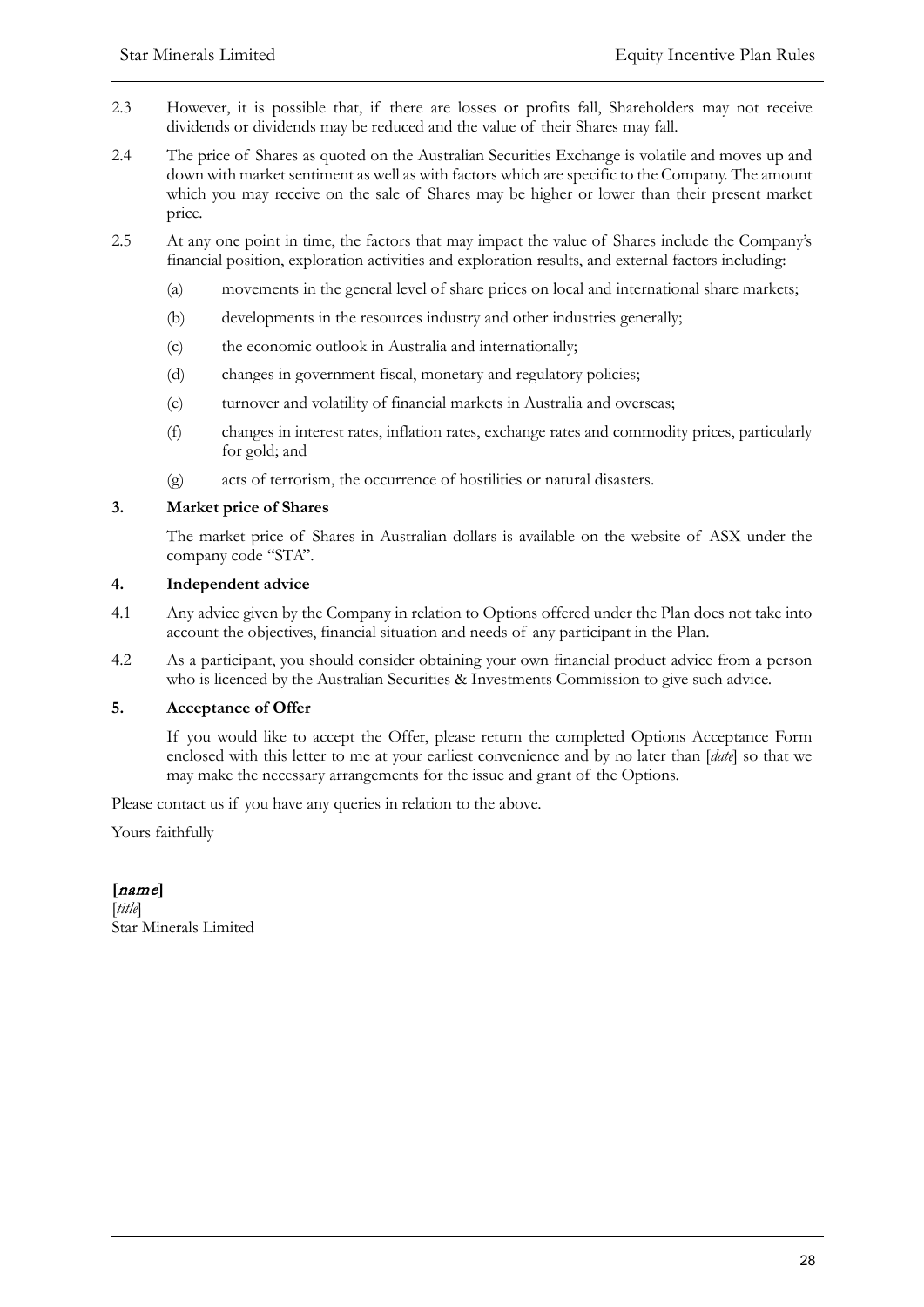2.3 However, it is possible that, if there are losses or profits fall, Shareholders may not receive dividends or dividends may be reduced and the value of their Shares may fall.

2.4 The price of Shares as quoted on the Australian Securities Exchange is volatile and moves up and down with market sentiment as well as with factors which are specific to the Company. The amount which you may receive on the sale of Shares may be higher or lower than their present market price.

2.5 At any one point in time, the factors that may impact the value of Shares include the Company's financial position, exploration activities and exploration results, and external factors including:

(a) movements in the general level of share prices on local and international share markets;

(b) developments in the resources industry and other industries generally;

(c) the economic outlook in Australia and internationally;

(d) changes in government fiscal, monetary and regulatory policies;

(e) turnover and volatility of financial markets in Australia and overseas;

(f) changes in interest rates, inflation rates, exchange rates and commodity prices, particularly for gold; and

(g) acts of terrorism, the occurrence of hostilities or natural disasters.

**3. Market price of Shares**

The market price of Shares in Australian dollars is available on the website of ASX under the company code "STA".

**4. Independent advice**

4.1 Any advice given by the Company in relation to Options offered under the Plan does not take into account the objectives, financial situation and needs of any participant in the Plan.

4.2 As a participant, you should consider obtaining your own financial product advice from a person who is licenced by the Australian Securities & Investments Commission to give such advice.

**5. Acceptance of Offer**

If you would like to accept the Offer, please return the completed Options Acceptance Form enclosed with this letter to me at your earliest convenience and by no later than [*date*] so that we may make the necessary arrangements for the issue and grant of the Options.

Please contact us if you have any queries in relation to the above.

Yours faithfully

**[*name*]**
[*title*]
Star Minerals Limited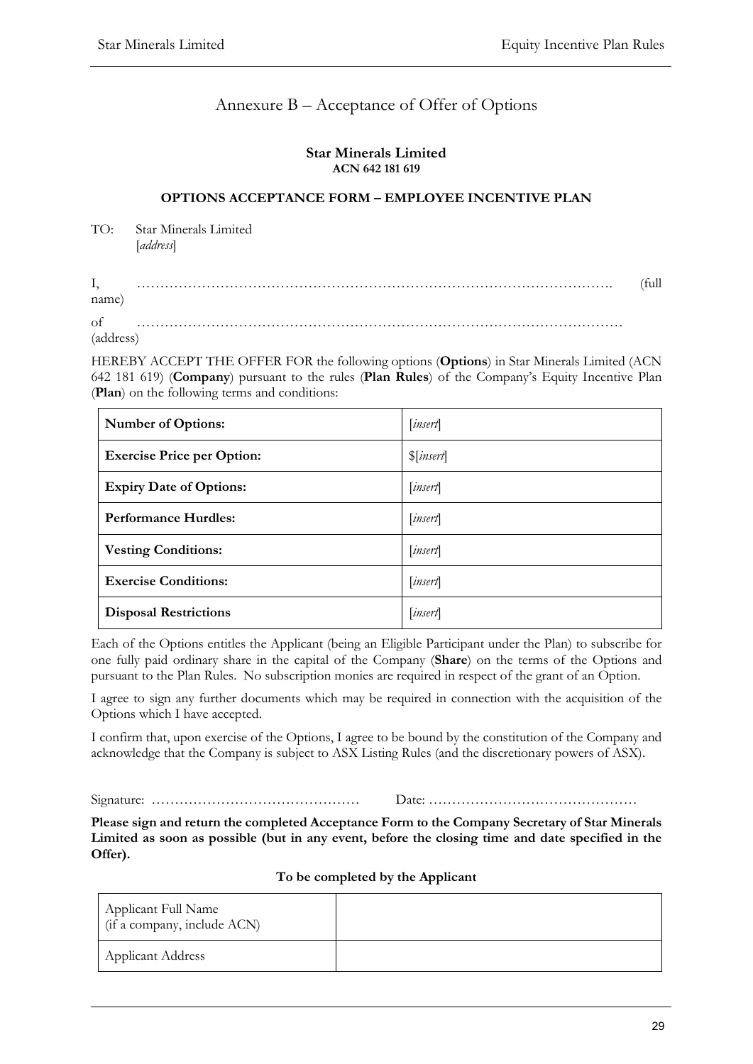# Annexure B – Acceptance of Offer of Options

**Star Minerals Limited**
**ACN 642 181 619**

**OPTIONS ACCEPTANCE FORM – EMPLOYEE INCENTIVE PLAN**

TO: Star Minerals Limited
[*address*]

I, ……………………………………………………………………………………………. (full name)

of ………………………………………………………………………………………… (address)

HEREBY ACCEPT THE OFFER FOR the following options (**Options**) in Star Minerals Limited (ACN 642 181 619) (**Company**) pursuant to the rules (**Plan Rules**) of the Company's Equity Incentive Plan (**Plan**) on the following terms and conditions:

| | |
|---|---|
| **Number of Options:** | [*insert*] |
| **Exercise Price per Option:** | $[*insert*] |
| **Expiry Date of Options:** | [*insert*] |
| **Performance Hurdles:** | [*insert*] |
| **Vesting Conditions:** | [*insert*] |
| **Exercise Conditions:** | [*insert*] |
| **Disposal Restrictions** | [*insert*] |

Each of the Options entitles the Applicant (being an Eligible Participant under the Plan) to subscribe for one fully paid ordinary share in the capital of the Company (**Share**) on the terms of the Options and pursuant to the Plan Rules. No subscription monies are required in respect of the grant of an Option.

I agree to sign any further documents which may be required in connection with the acquisition of the Options which I have accepted.

I confirm that, upon exercise of the Options, I agree to be bound by the constitution of the Company and acknowledge that the Company is subject to ASX Listing Rules (and the discretionary powers of ASX).

Signature: ……………………………………… Date: ………………………………………

**Please sign and return the completed Acceptance Form to the Company Secretary of Star Minerals Limited as soon as possible (but in any event, before the closing time and date specified in the Offer).**

**To be completed by the Applicant**

| | |
|---|---|
| Applicant Full Name (if a company, include ACN) | |
| Applicant Address | |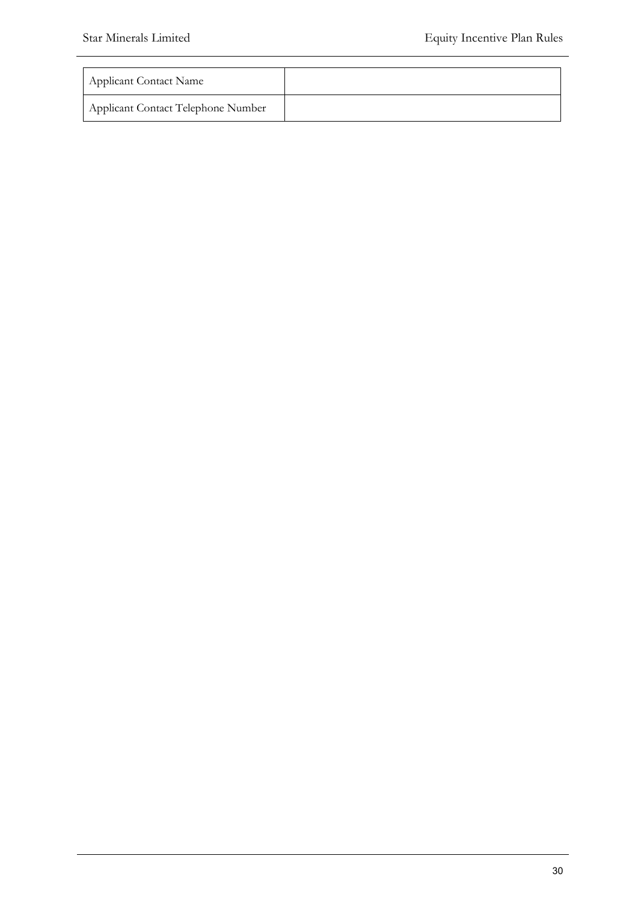| Applicant Contact Name | |
|---|---|
| Applicant Contact Telephone Number | |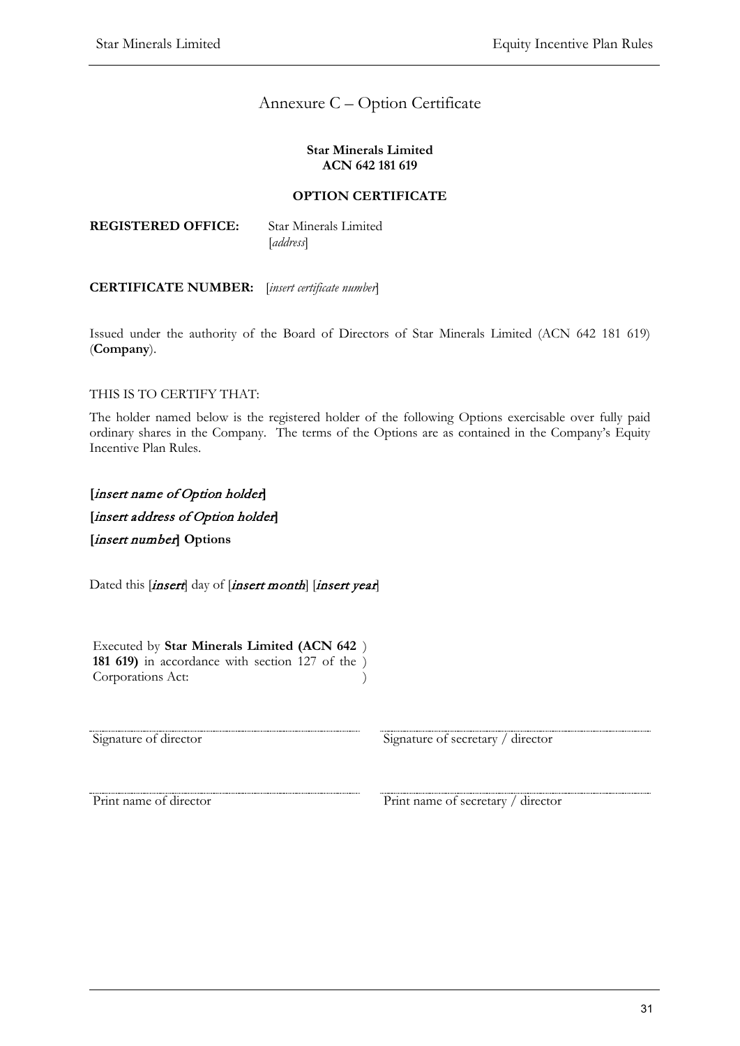# Annexure C – Option Certificate

**Star Minerals Limited**
**ACN 642 181 619**

**OPTION CERTIFICATE**

**REGISTERED OFFICE:** Star Minerals Limited
[*address*]

**CERTIFICATE NUMBER:** [*insert certificate number*]

Issued under the authority of the Board of Directors of Star Minerals Limited (ACN 642 181 619) (**Company**).

THIS IS TO CERTIFY THAT:

The holder named below is the registered holder of the following Options exercisable over fully paid ordinary shares in the Company. The terms of the Options are as contained in the Company's Equity Incentive Plan Rules.

**[*insert name of Option holder*]**

**[*insert address of Option holder*]**

**[*insert number*] Options**

Dated this [*insert*] day of [*insert month*] [*insert year*]

Executed by **Star Minerals Limited (ACN 642 181 619)** in accordance with section 127 of the Corporations Act:

| | |
|---|---|
| Signature of director | Signature of secretary / director |
| Print name of director | Print name of secretary / director |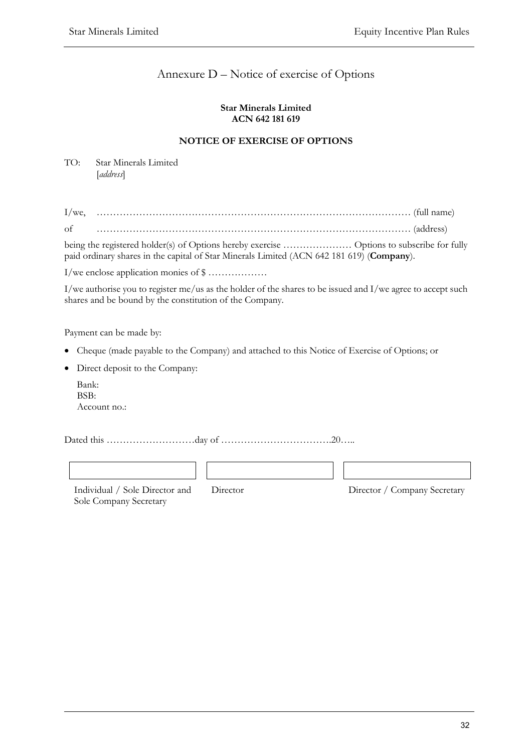# Annexure D – Notice of exercise of Options

**Star Minerals Limited**
**ACN 642 181 619**

**NOTICE OF EXERCISE OF OPTIONS**

TO: Star Minerals Limited
[*address*]

I/we, ……………………………………………………………………………………… (full name)

of ……………………………………………………………………………………… (address)

being the registered holder(s) of Options hereby exercise ………………… Options to subscribe for fully paid ordinary shares in the capital of Star Minerals Limited (ACN 642 181 619) (**Company**).

I/we enclose application monies of $ ………………

I/we authorise you to register me/us as the holder of the shares to be issued and I/we agree to accept such shares and be bound by the constitution of the Company.

Payment can be made by:

- Cheque (made payable to the Company) and attached to this Notice of Exercise of Options; or
- Direct deposit to the Company:

  Bank:
  BSB:
  Account no.:

Dated this ………………………day of …………………………….20…..

| | | |
|---|---|---|
| Individual / Sole Director and Sole Company Secretary | Director | Director / Company Secretary |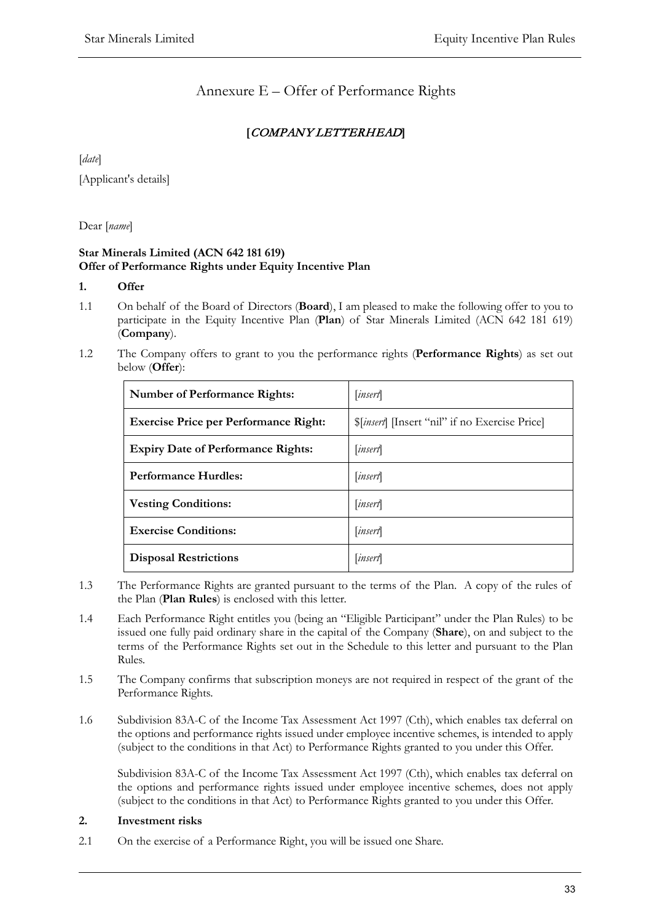# Annexure E – Offer of Performance Rights

**[*COMPANY LETTERHEAD*]**

[*date*]

[Applicant's details]

Dear [*name*]

**Star Minerals Limited (ACN 642 181 619)**
**Offer of Performance Rights under Equity Incentive Plan**

**1. Offer**

1.1 On behalf of the Board of Directors (**Board**), I am pleased to make the following offer to you to participate in the Equity Incentive Plan (**Plan**) of Star Minerals Limited (ACN 642 181 619) (**Company**).

1.2 The Company offers to grant to you the performance rights (**Performance Rights**) as set out below (**Offer**):

| **Number of Performance Rights:** | [*insert*] |
|---|---|
| **Exercise Price per Performance Right:** | $[*insert*] [Insert "nil" if no Exercise Price] |
| **Expiry Date of Performance Rights:** | [*insert*] |
| **Performance Hurdles:** | [*insert*] |
| **Vesting Conditions:** | [*insert*] |
| **Exercise Conditions:** | [*insert*] |
| **Disposal Restrictions** | [*insert*] |

1.3 The Performance Rights are granted pursuant to the terms of the Plan. A copy of the rules of the Plan (**Plan Rules**) is enclosed with this letter.

1.4 Each Performance Right entitles you (being an "Eligible Participant" under the Plan Rules) to be issued one fully paid ordinary share in the capital of the Company (**Share**), on and subject to the terms of the Performance Rights set out in the Schedule to this letter and pursuant to the Plan Rules.

1.5 The Company confirms that subscription moneys are not required in respect of the grant of the Performance Rights.

1.6 Subdivision 83A-C of the Income Tax Assessment Act 1997 (Cth), which enables tax deferral on the options and performance rights issued under employee incentive schemes, is intended to apply (subject to the conditions in that Act) to Performance Rights granted to you under this Offer.

Subdivision 83A-C of the Income Tax Assessment Act 1997 (Cth), which enables tax deferral on the options and performance rights issued under employee incentive schemes, does not apply (subject to the conditions in that Act) to Performance Rights granted to you under this Offer.

**2. Investment risks**

2.1 On the exercise of a Performance Right, you will be issued one Share.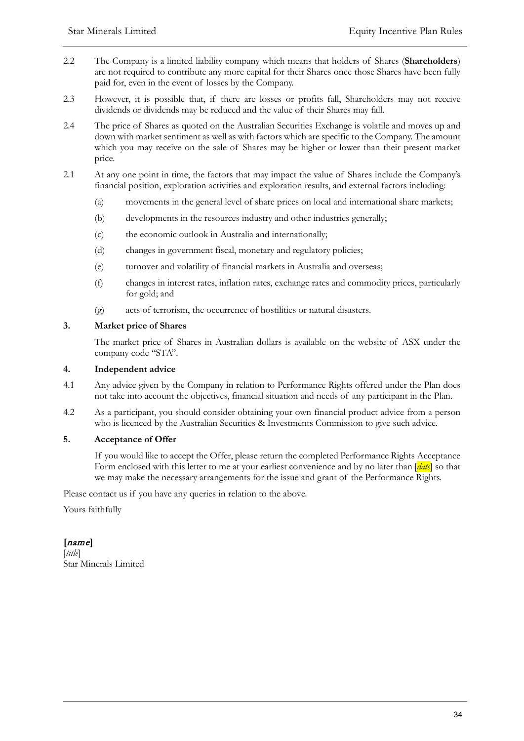2.2 The Company is a limited liability company which means that holders of Shares (**Shareholders**) are not required to contribute any more capital for their Shares once those Shares have been fully paid for, even in the event of losses by the Company.

2.3 However, it is possible that, if there are losses or profits fall, Shareholders may not receive dividends or dividends may be reduced and the value of their Shares may fall.

2.4 The price of Shares as quoted on the Australian Securities Exchange is volatile and moves up and down with market sentiment as well as with factors which are specific to the Company. The amount which you may receive on the sale of Shares may be higher or lower than their present market price.

2.1 At any one point in time, the factors that may impact the value of Shares include the Company's financial position, exploration activities and exploration results, and external factors including:

(a) movements in the general level of share prices on local and international share markets;

(b) developments in the resources industry and other industries generally;

(c) the economic outlook in Australia and internationally;

(d) changes in government fiscal, monetary and regulatory policies;

(e) turnover and volatility of financial markets in Australia and overseas;

(f) changes in interest rates, inflation rates, exchange rates and commodity prices, particularly for gold; and

(g) acts of terrorism, the occurrence of hostilities or natural disasters.

**3. Market price of Shares**

The market price of Shares in Australian dollars is available on the website of ASX under the company code "STA".

**4. Independent advice**

4.1 Any advice given by the Company in relation to Performance Rights offered under the Plan does not take into account the objectives, financial situation and needs of any participant in the Plan.

4.2 As a participant, you should consider obtaining your own financial product advice from a person who is licenced by the Australian Securities & Investments Commission to give such advice.

**5. Acceptance of Offer**

If you would like to accept the Offer, please return the completed Performance Rights Acceptance Form enclosed with this letter to me at your earliest convenience and by no later than [*date*] so that we may make the necessary arrangements for the issue and grant of the Performance Rights.

Please contact us if you have any queries in relation to the above.

Yours faithfully

**[*name*]**
[*title*]
Star Minerals Limited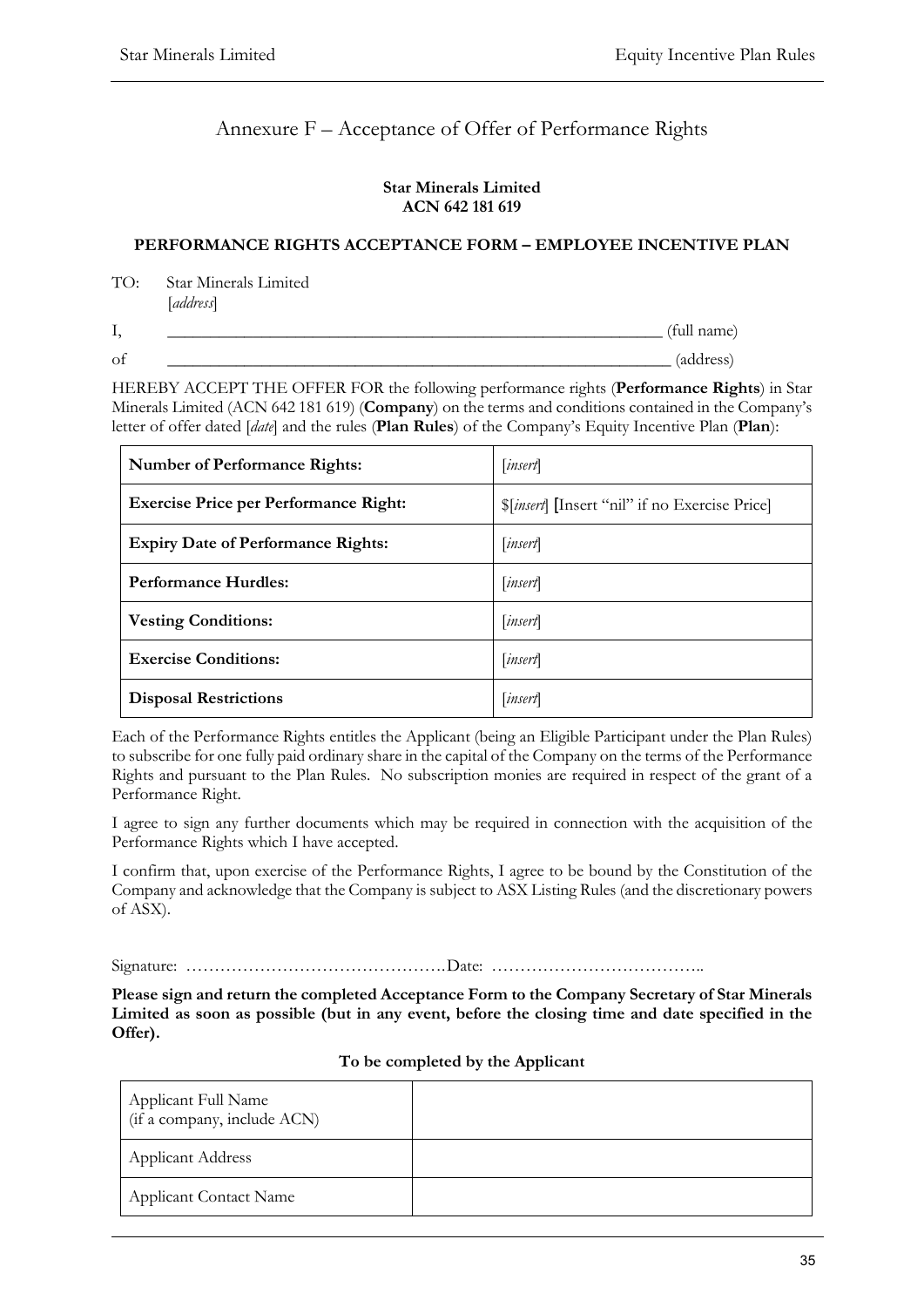# Annexure F – Acceptance of Offer of Performance Rights

**Star Minerals Limited**
**ACN 642 181 619**

**PERFORMANCE RIGHTS ACCEPTANCE FORM – EMPLOYEE INCENTIVE PLAN**

TO: Star Minerals Limited
[*address*]

I, \_\_\_\_\_\_\_\_\_\_\_\_\_\_\_\_\_\_\_\_\_\_\_\_\_\_\_\_\_\_\_\_\_\_\_\_\_\_\_\_\_\_\_\_\_\_\_\_\_\_\_\_\_\_ (full name)

of \_\_\_\_\_\_\_\_\_\_\_\_\_\_\_\_\_\_\_\_\_\_\_\_\_\_\_\_\_\_\_\_\_\_\_\_\_\_\_\_\_\_\_\_\_\_\_\_\_\_\_\_\_\_ (address)

HEREBY ACCEPT THE OFFER FOR the following performance rights (**Performance Rights**) in Star Minerals Limited (ACN 642 181 619) (**Company**) on the terms and conditions contained in the Company's letter of offer dated [*date*] and the rules (**Plan Rules**) of the Company's Equity Incentive Plan (**Plan**):

| | |
|---|---|
| **Number of Performance Rights:** | [*insert*] |
| **Exercise Price per Performance Right:** | $[*insert*] [Insert "nil" if no Exercise Price] |
| **Expiry Date of Performance Rights:** | [*insert*] |
| **Performance Hurdles:** | [*insert*] |
| **Vesting Conditions:** | [*insert*] |
| **Exercise Conditions:** | [*insert*] |
| **Disposal Restrictions** | [*insert*] |

Each of the Performance Rights entitles the Applicant (being an Eligible Participant under the Plan Rules) to subscribe for one fully paid ordinary share in the capital of the Company on the terms of the Performance Rights and pursuant to the Plan Rules. No subscription monies are required in respect of the grant of a Performance Right.

I agree to sign any further documents which may be required in connection with the acquisition of the Performance Rights which I have accepted.

I confirm that, upon exercise of the Performance Rights, I agree to be bound by the Constitution of the Company and acknowledge that the Company is subject to ASX Listing Rules (and the discretionary powers of ASX).

Signature: ……………………………………… Date: ………………………………..

**Please sign and return the completed Acceptance Form to the Company Secretary of Star Minerals Limited as soon as possible (but in any event, before the closing time and date specified in the Offer).**

**To be completed by the Applicant**

| | |
|---|---|
| Applicant Full Name (if a company, include ACN) | |
| Applicant Address | |
| Applicant Contact Name | |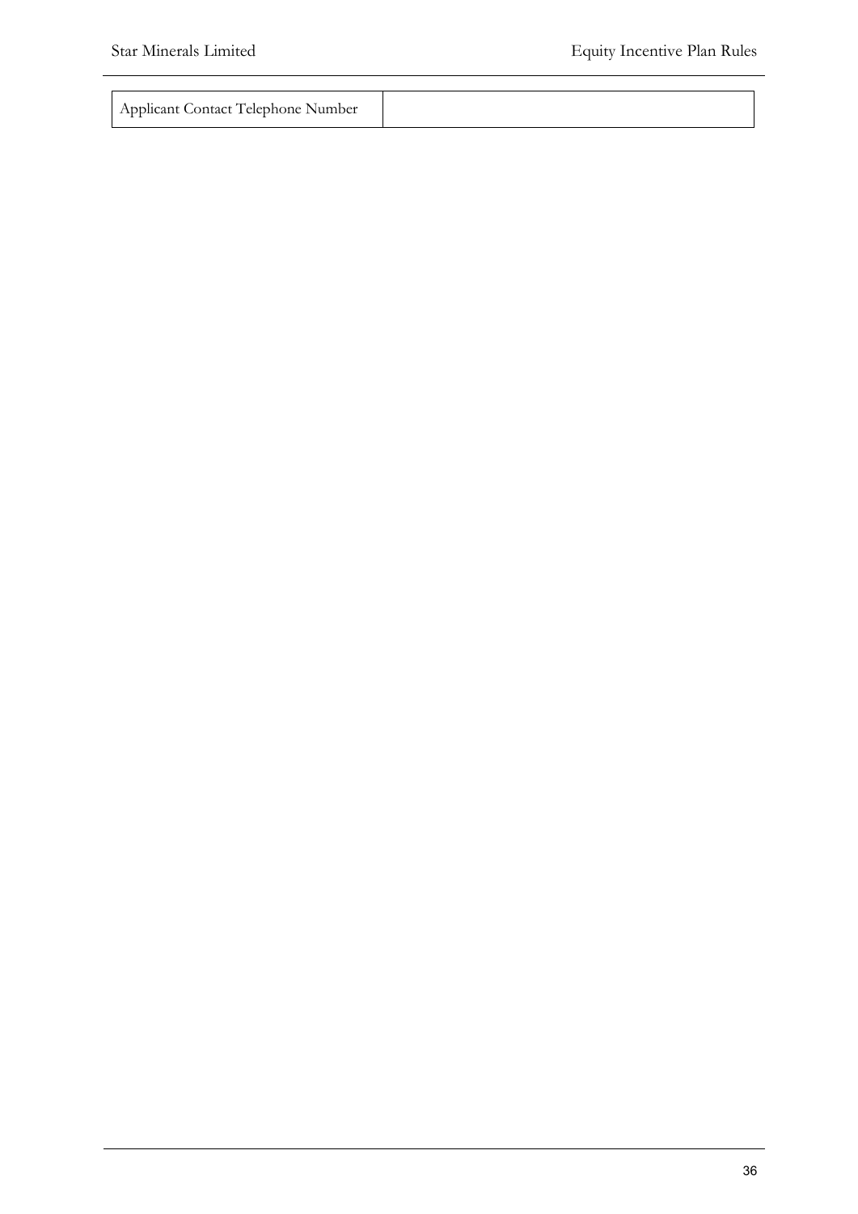| | |
|---|---|
| Applicant Contact Telephone Number | |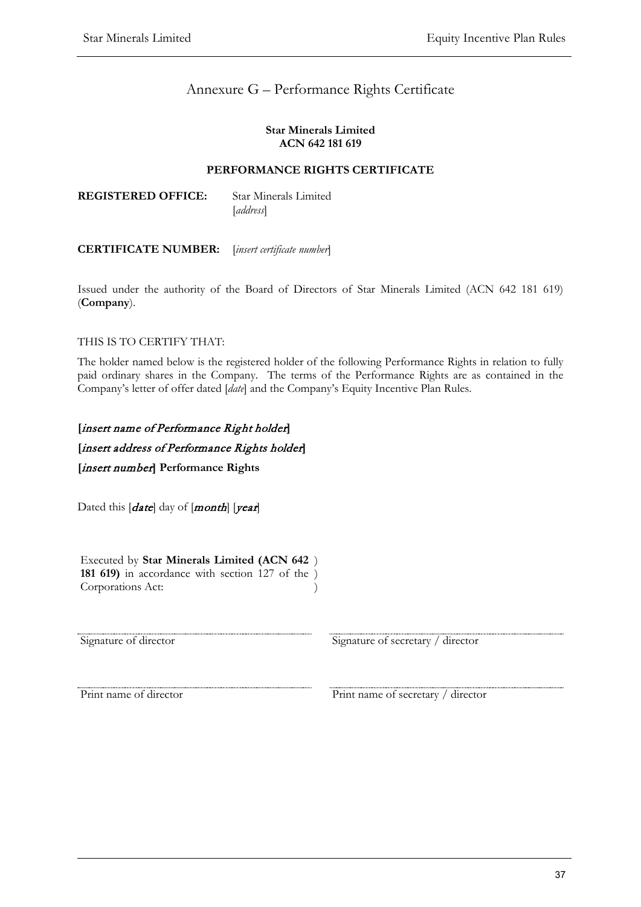# Annexure G – Performance Rights Certificate

**Star Minerals Limited**
**ACN 642 181 619**

**PERFORMANCE RIGHTS CERTIFICATE**

**REGISTERED OFFICE:** Star Minerals Limited
[*address*]

**CERTIFICATE NUMBER:** [*insert certificate number*]

Issued under the authority of the Board of Directors of Star Minerals Limited (ACN 642 181 619) (**Company**).

THIS IS TO CERTIFY THAT:

The holder named below is the registered holder of the following Performance Rights in relation to fully paid ordinary shares in the Company. The terms of the Performance Rights are as contained in the Company's letter of offer dated [*date*] and the Company's Equity Incentive Plan Rules.

**[*insert name of Performance Right holder*]**

**[*insert address of Performance Rights holder*]**

**[*insert number*] Performance Rights**

Dated this [***date***] day of [***month***] [***year***]

Executed by **Star Minerals Limited (ACN 642 181 619)** in accordance with section 127 of the Corporations Act: )

| | |
|---|---|
| Signature of director | Signature of secretary / director |
| Print name of director | Print name of secretary / director |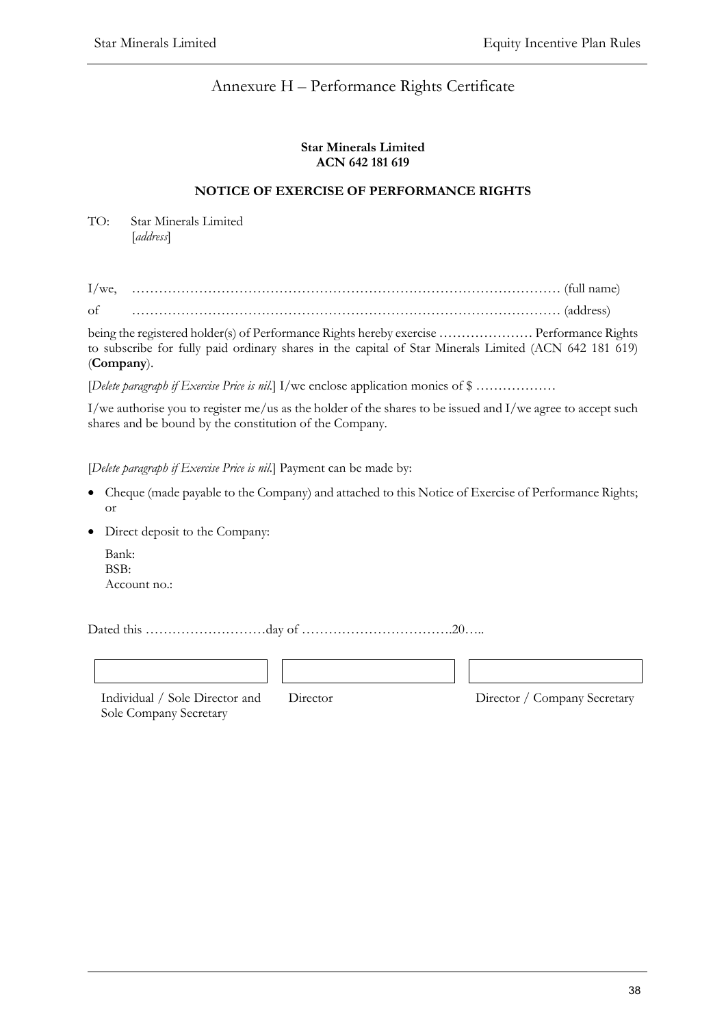# Annexure H – Performance Rights Certificate

**Star Minerals Limited**
**ACN 642 181 619**

**NOTICE OF EXERCISE OF PERFORMANCE RIGHTS**

TO: Star Minerals Limited
[*address*]

I/we, ……………………………………………………………………………………… (full name)

of ……………………………………………………………………………………… (address)

being the registered holder(s) of Performance Rights hereby exercise ………………… Performance Rights to subscribe for fully paid ordinary shares in the capital of Star Minerals Limited (ACN 642 181 619) (**Company**).

[*Delete paragraph if Exercise Price is nil.*] I/we enclose application monies of $ ………………

I/we authorise you to register me/us as the holder of the shares to be issued and I/we agree to accept such shares and be bound by the constitution of the Company.

[*Delete paragraph if Exercise Price is nil.*] Payment can be made by:

- Cheque (made payable to the Company) and attached to this Notice of Exercise of Performance Rights; or
- Direct deposit to the Company:

  Bank:
  BSB:
  Account no.:

Dated this ………………………day of …………………………….20…..

| | | |
|---|---|---|
| | | |
| Individual / Sole Director and Sole Company Secretary | Director | Director / Company Secretary |